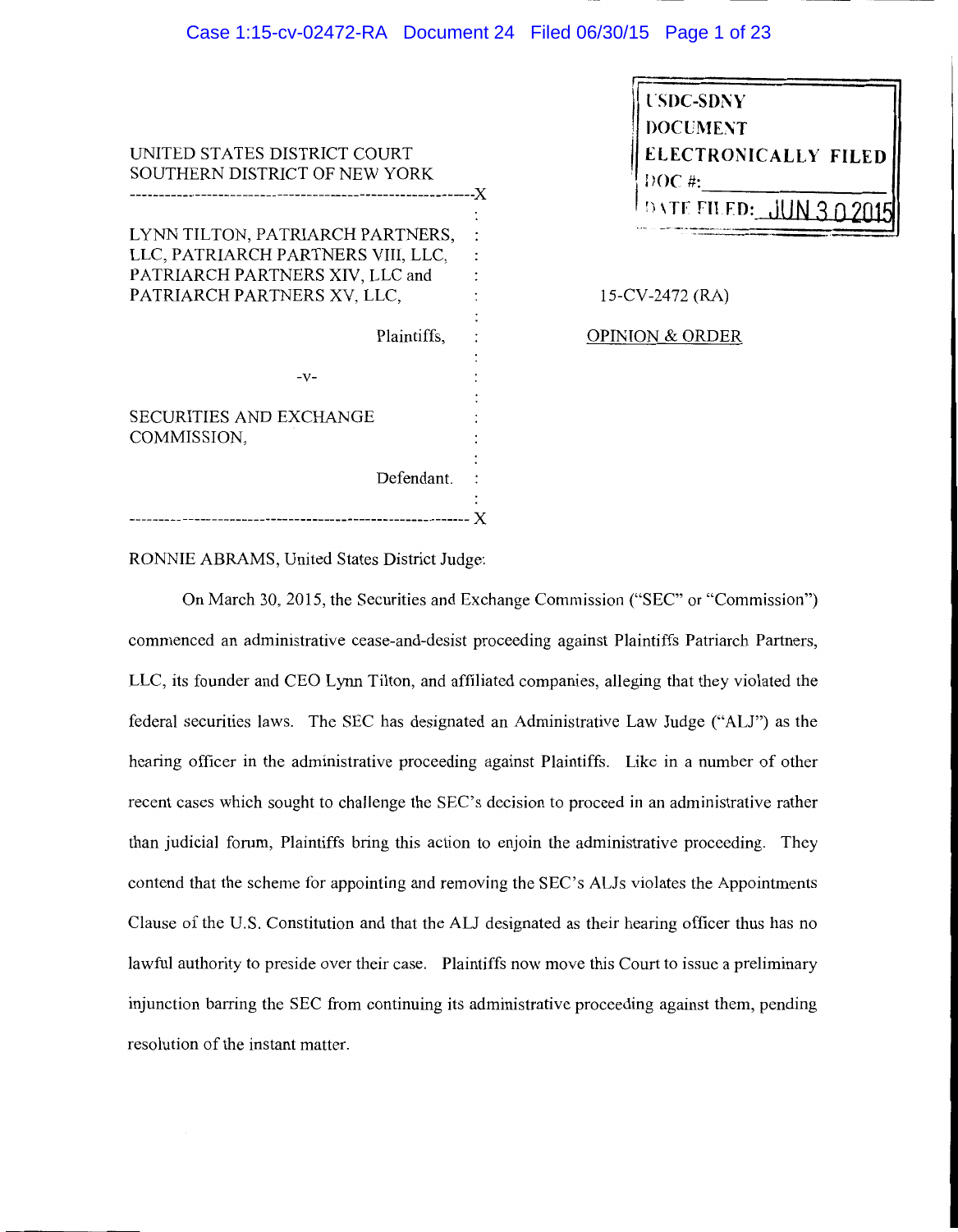USDC-SDNY
DOCUMENT
ELECTRONICALLY FILED
DOC #:
DATE FILED: JUN 30 2015

UNITED STATES DISTRICT COURT
SOUTHERN DISTRICT OF NEW YORK

LYNN TILTON, PATRIARCH PARTNERS, LLC, PATRIARCH PARTNERS VIII, LLC, PATRIARCH PARTNERS XIV, LLC and PATRIARCH PARTNERS XV, LLC,

Plaintiffs,

-v-

SECURITIES AND EXCHANGE COMMISSION,

Defendant.

15-CV-2472 (RA)

OPINION & ORDER

RONNIE ABRAMS, United States District Judge:

On March 30, 2015, the Securities and Exchange Commission ("SEC" or "Commission") commenced an administrative cease-and-desist proceeding against Plaintiffs Patriarch Partners, LLC, its founder and CEO Lynn Tilton, and affiliated companies, alleging that they violated the federal securities laws. The SEC has designated an Administrative Law Judge ("ALJ") as the hearing officer in the administrative proceeding against Plaintiffs. Like in a number of other recent cases which sought to challenge the SEC's decision to proceed in an administrative rather than judicial forum, Plaintiffs bring this action to enjoin the administrative proceeding. They contend that the scheme for appointing and removing the SEC's ALJs violates the Appointments Clause of the U.S. Constitution and that the ALJ designated as their hearing officer thus has no lawful authority to preside over their case. Plaintiffs now move this Court to issue a preliminary injunction barring the SEC from continuing its administrative proceeding against them, pending resolution of the instant matter.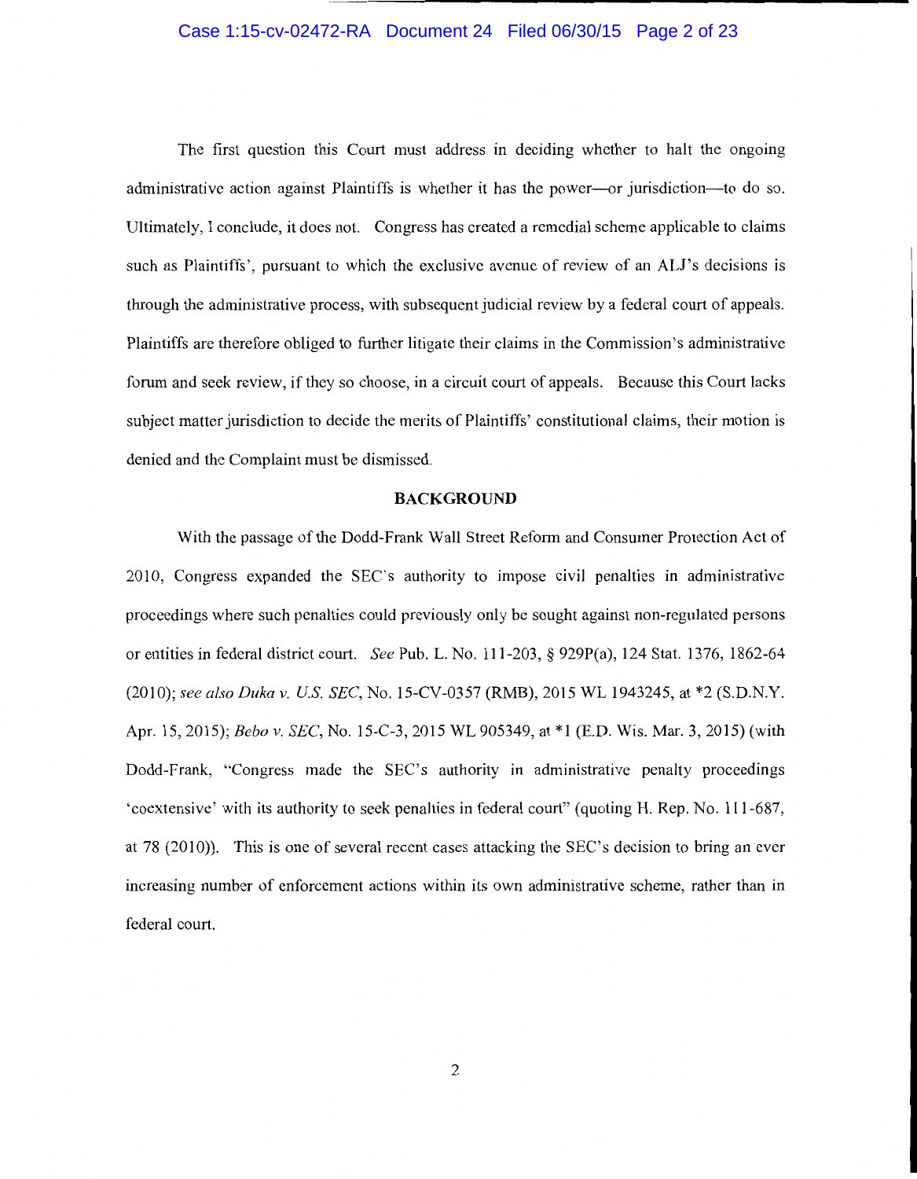The first question this Court must address in deciding whether to halt the ongoing administrative action against Plaintiffs is whether it has the power—or jurisdiction—to do so. Ultimately, I conclude, it does not. Congress has created a remedial scheme applicable to claims such as Plaintiffs', pursuant to which the exclusive avenue of review of an ALJ's decisions is through the administrative process, with subsequent judicial review by a federal court of appeals. Plaintiffs are therefore obliged to further litigate their claims in the Commission's administrative forum and seek review, if they so choose, in a circuit court of appeals. Because this Court lacks subject matter jurisdiction to decide the merits of Plaintiffs' constitutional claims, their motion is denied and the Complaint must be dismissed.

## BACKGROUND

With the passage of the Dodd-Frank Wall Street Reform and Consumer Protection Act of 2010, Congress expanded the SEC's authority to impose civil penalties in administrative proceedings where such penalties could previously only be sought against non-regulated persons or entities in federal district court. *See* Pub. L. No. 111-203, § 929P(a), 124 Stat. 1376, 1862-64 (2010); *see also Duka v. U.S. SEC*, No. 15-CV-0357 (RMB), 2015 WL 1943245, at *2 (S.D.N.Y. Apr. 15, 2015); *Bebo v. SEC*, No. 15-C-3, 2015 WL 905349, at *1 (E.D. Wis. Mar. 3, 2015) (with Dodd-Frank, "Congress made the SEC's authority in administrative penalty proceedings 'coextensive' with its authority to seek penalties in federal court" (quoting H. Rep. No. 111-687, at 78 (2010)). This is one of several recent cases attacking the SEC's decision to bring an ever increasing number of enforcement actions within its own administrative scheme, rather than in federal court.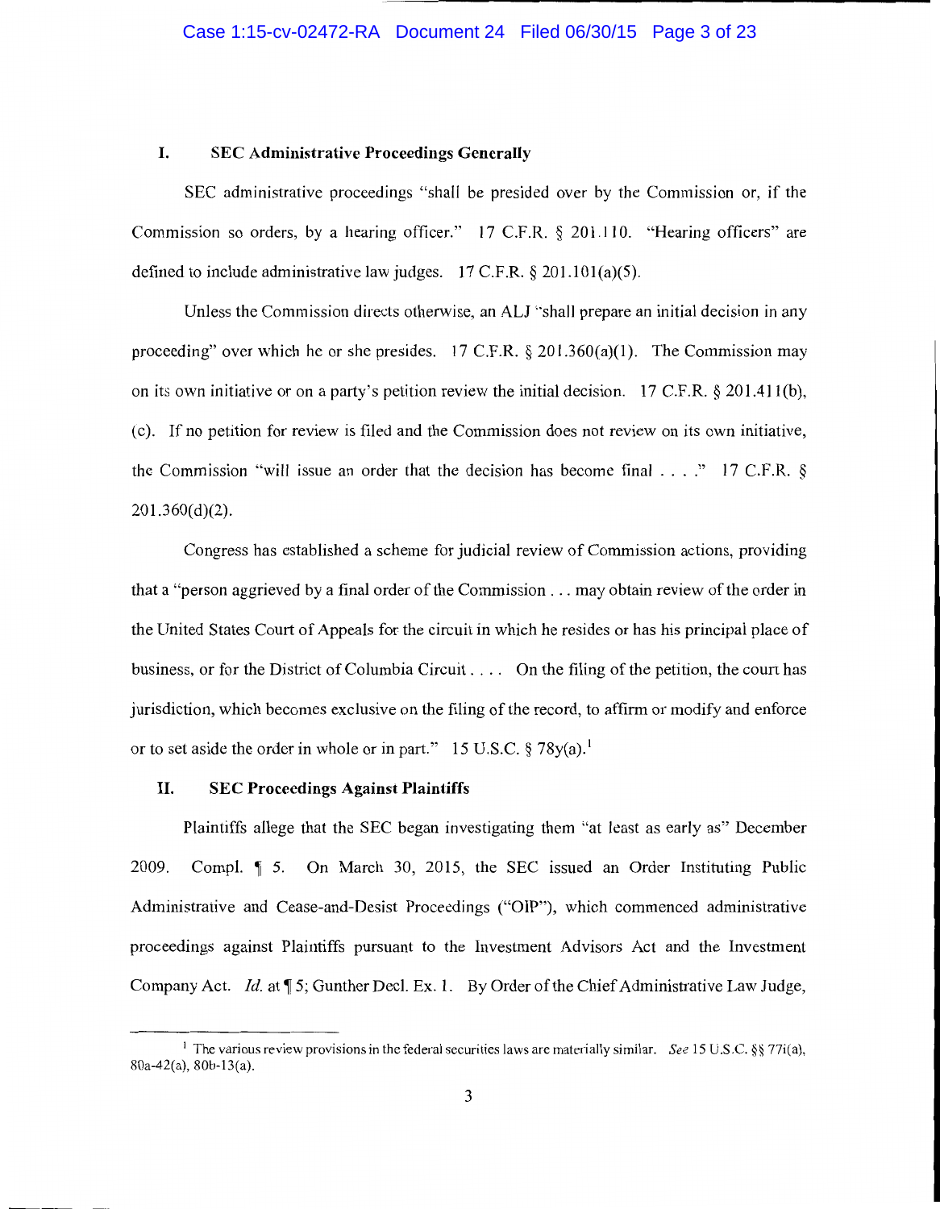## I. SEC Administrative Proceedings Generally

SEC administrative proceedings "shall be presided over by the Commission or, if the Commission so orders, by a hearing officer." 17 C.F.R. § 201.110. "Hearing officers" are defined to include administrative law judges. 17 C.F.R. § 201.101(a)(5).

Unless the Commission directs otherwise, an ALJ "shall prepare an initial decision in any proceeding" over which he or she presides. 17 C.F.R. § 201.360(a)(1). The Commission may on its own initiative or on a party's petition review the initial decision. 17 C.F.R. § 201.411(b), (c). If no petition for review is filed and the Commission does not review on its own initiative, the Commission "will issue an order that the decision has become final . . . ." 17 C.F.R. § 201.360(d)(2).

Congress has established a scheme for judicial review of Commission actions, providing that a "person aggrieved by a final order of the Commission . . . may obtain review of the order in the United States Court of Appeals for the circuit in which he resides or has his principal place of business, or for the District of Columbia Circuit . . . . On the filing of the petition, the court has jurisdiction, which becomes exclusive on the filing of the record, to affirm or modify and enforce or to set aside the order in whole or in part." 15 U.S.C. § 78y(a).[1]

## II. SEC Proceedings Against Plaintiffs

Plaintiffs allege that the SEC began investigating them "at least as early as" December 2009. Compl. ¶ 5. On March 30, 2015, the SEC issued an Order Instituting Public Administrative and Cease-and-Desist Proceedings ("OIP"), which commenced administrative proceedings against Plaintiffs pursuant to the Investment Advisors Act and the Investment Company Act. *Id.* at ¶ 5; Gunther Decl. Ex. 1. By Order of the Chief Administrative Law Judge,

[1] The various review provisions in the federal securities laws are materially similar. *See* 15 U.S.C. §§ 77i(a), 80a-42(a), 80b-13(a).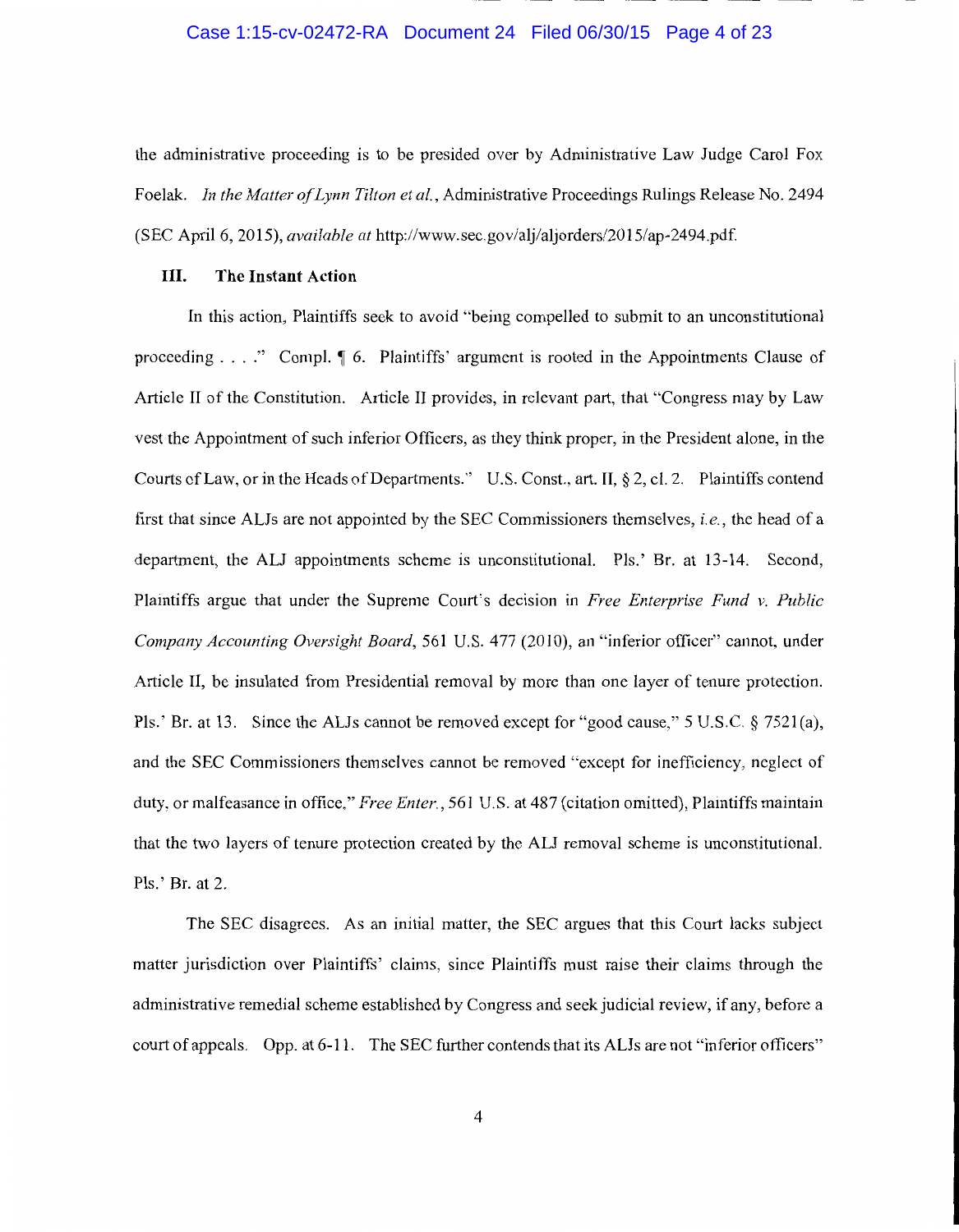the administrative proceeding is to be presided over by Administrative Law Judge Carol Fox Foelak. *In the Matter of Lynn Tilton et al.*, Administrative Proceedings Rulings Release No. 2494 (SEC April 6, 2015), *available at* http://www.sec.gov/alj/aljorders/2015/ap-2494.pdf.

### III. The Instant Action

In this action, Plaintiffs seek to avoid "being compelled to submit to an unconstitutional proceeding . . . ." Compl. ¶ 6. Plaintiffs' argument is rooted in the Appointments Clause of Article II of the Constitution. Article II provides, in relevant part, that "Congress may by Law vest the Appointment of such inferior Officers, as they think proper, in the President alone, in the Courts of Law, or in the Heads of Departments." U.S. Const., art. II, § 2, cl. 2. Plaintiffs contend first that since ALJs are not appointed by the SEC Commissioners themselves, *i.e.*, the head of a department, the ALJ appointments scheme is unconstitutional. Pls.' Br. at 13-14. Second, Plaintiffs argue that under the Supreme Court's decision in *Free Enterprise Fund v. Public Company Accounting Oversight Board*, 561 U.S. 477 (2010), an "inferior officer" cannot, under Article II, be insulated from Presidential removal by more than one layer of tenure protection. Pls.' Br. at 13. Since the ALJs cannot be removed except for "good cause," 5 U.S.C. § 7521(a), and the SEC Commissioners themselves cannot be removed "except for inefficiency, neglect of duty, or malfeasance in office," *Free Enter.*, 561 U.S. at 487 (citation omitted), Plaintiffs maintain that the two layers of tenure protection created by the ALJ removal scheme is unconstitutional. Pls.' Br. at 2.

The SEC disagrees. As an initial matter, the SEC argues that this Court lacks subject matter jurisdiction over Plaintiffs' claims, since Plaintiffs must raise their claims through the administrative remedial scheme established by Congress and seek judicial review, if any, before a court of appeals. Opp. at 6-11. The SEC further contends that its ALJs are not "inferior officers"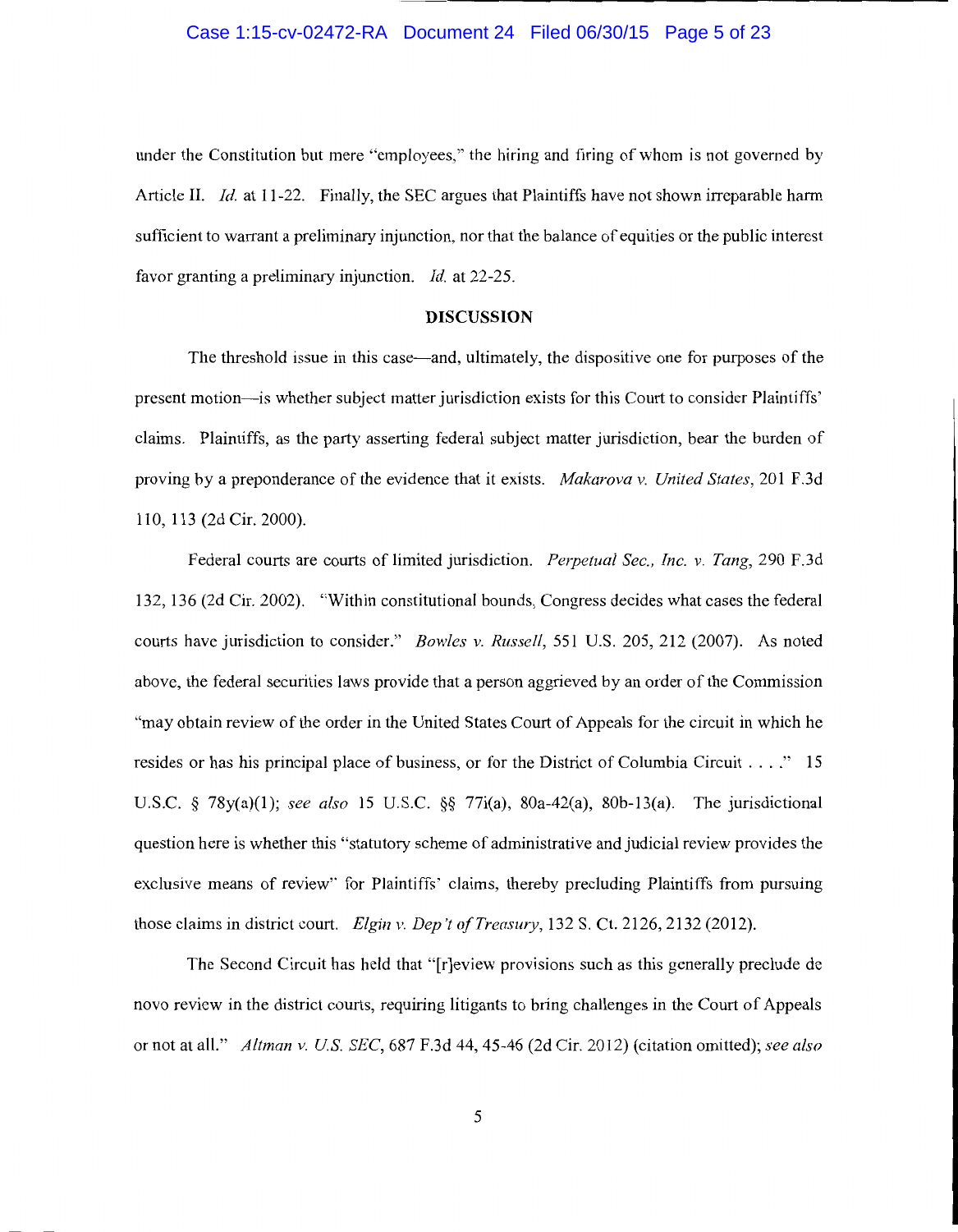under the Constitution but mere "employees," the hiring and firing of whom is not governed by Article II. *Id.* at 11-22. Finally, the SEC argues that Plaintiffs have not shown irreparable harm sufficient to warrant a preliminary injunction, nor that the balance of equities or the public interest favor granting a preliminary injunction. *Id.* at 22-25.

## DISCUSSION

The threshold issue in this case—and, ultimately, the dispositive one for purposes of the present motion—is whether subject matter jurisdiction exists for this Court to consider Plaintiffs' claims. Plaintiffs, as the party asserting federal subject matter jurisdiction, bear the burden of proving by a preponderance of the evidence that it exists. *Makarova v. United States*, 201 F.3d 110, 113 (2d Cir. 2000).

Federal courts are courts of limited jurisdiction. *Perpetual Sec., Inc. v. Tang*, 290 F.3d 132, 136 (2d Cir. 2002). "Within constitutional bounds, Congress decides what cases the federal courts have jurisdiction to consider." *Bowles v. Russell*, 551 U.S. 205, 212 (2007). As noted above, the federal securities laws provide that a person aggrieved by an order of the Commission "may obtain review of the order in the United States Court of Appeals for the circuit in which he resides or has his principal place of business, or for the District of Columbia Circuit . . . ." 15 U.S.C. § 78y(a)(1); *see also* 15 U.S.C. §§ 77i(a), 80a-42(a), 80b-13(a). The jurisdictional question here is whether this "statutory scheme of administrative and judicial review provides the exclusive means of review" for Plaintiffs' claims, thereby precluding Plaintiffs from pursuing those claims in district court. *Elgin v. Dep't of Treasury*, 132 S. Ct. 2126, 2132 (2012).

The Second Circuit has held that "[r]eview provisions such as this generally preclude de novo review in the district courts, requiring litigants to bring challenges in the Court of Appeals or not at all." *Altman v. U.S. SEC*, 687 F.3d 44, 45-46 (2d Cir. 2012) (citation omitted); *see also*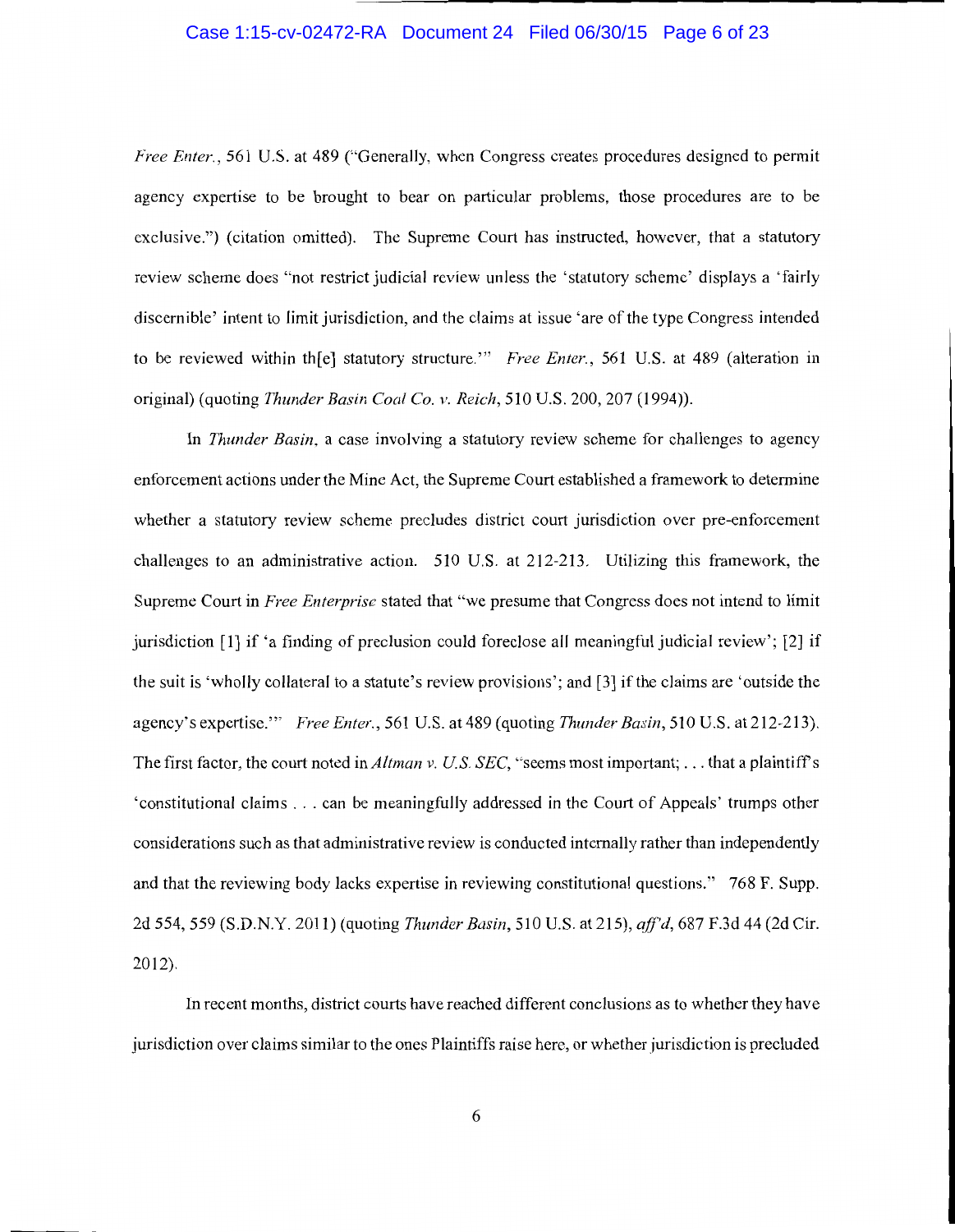*Free Enter.*, 561 U.S. at 489 ("Generally, when Congress creates procedures designed to permit agency expertise to be brought to bear on particular problems, those procedures are to be exclusive.") (citation omitted). The Supreme Court has instructed, however, that a statutory review scheme does "not restrict judicial review unless the 'statutory scheme' displays a 'fairly discernible' intent to limit jurisdiction, and the claims at issue 'are of the type Congress intended to be reviewed within th[e] statutory structure.'" *Free Enter.*, 561 U.S. at 489 (alteration in original) (quoting *Thunder Basin Coal Co. v. Reich*, 510 U.S. 200, 207 (1994)).

In *Thunder Basin*, a case involving a statutory review scheme for challenges to agency enforcement actions under the Mine Act, the Supreme Court established a framework to determine whether a statutory review scheme precludes district court jurisdiction over pre-enforcement challenges to an administrative action. 510 U.S. at 212-213. Utilizing this framework, the Supreme Court in *Free Enterprise* stated that "we presume that Congress does not intend to limit jurisdiction [1] if 'a finding of preclusion could foreclose all meaningful judicial review'; [2] if the suit is 'wholly collateral to a statute's review provisions'; and [3] if the claims are 'outside the agency's expertise.'" *Free Enter.*, 561 U.S. at 489 (quoting *Thunder Basin*, 510 U.S. at 212-213). The first factor, the court noted in *Altman v. U.S. SEC*, "seems most important; . . . that a plaintiff's 'constitutional claims . . . can be meaningfully addressed in the Court of Appeals' trumps other considerations such as that administrative review is conducted internally rather than independently and that the reviewing body lacks expertise in reviewing constitutional questions." 768 F. Supp. 2d 554, 559 (S.D.N.Y. 2011) (quoting *Thunder Basin*, 510 U.S. at 215), *aff'd*, 687 F.3d 44 (2d Cir. 2012).

In recent months, district courts have reached different conclusions as to whether they have jurisdiction over claims similar to the ones Plaintiffs raise here, or whether jurisdiction is precluded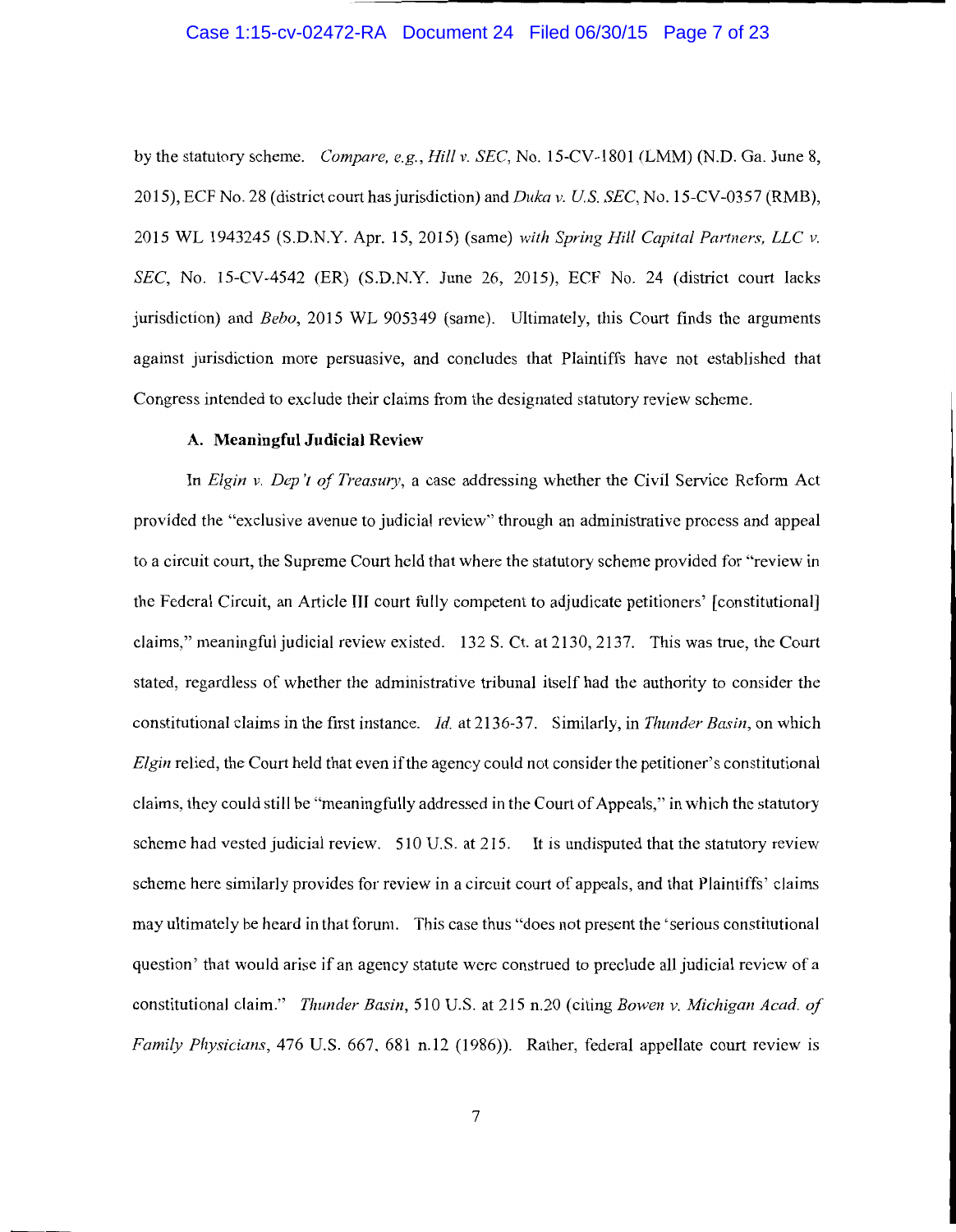by the statutory scheme. *Compare, e.g.*, *Hill v. SEC*, No. 15-CV-1801 (LMM) (N.D. Ga. June 8, 2015), ECF No. 28 (district court has jurisdiction) and *Duka v. U.S. SEC*, No. 15-CV-0357 (RMB), 2015 WL 1943245 (S.D.N.Y. Apr. 15, 2015) (same) *with Spring Hill Capital Partners, LLC v. SEC*, No. 15-CV-4542 (ER) (S.D.N.Y. June 26, 2015), ECF No. 24 (district court lacks jurisdiction) and *Bebo*, 2015 WL 905349 (same). Ultimately, this Court finds the arguments against jurisdiction more persuasive, and concludes that Plaintiffs have not established that Congress intended to exclude their claims from the designated statutory review scheme.

**A. Meaningful Judicial Review**

In *Elgin v. Dep't of Treasury*, a case addressing whether the Civil Service Reform Act provided the "exclusive avenue to judicial review" through an administrative process and appeal to a circuit court, the Supreme Court held that where the statutory scheme provided for "review in the Federal Circuit, an Article III court fully competent to adjudicate petitioners' [constitutional] claims," meaningful judicial review existed. 132 S. Ct. at 2130, 2137. This was true, the Court stated, regardless of whether the administrative tribunal itself had the authority to consider the constitutional claims in the first instance. *Id.* at 2136-37. Similarly, in *Thunder Basin*, on which *Elgin* relied, the Court held that even if the agency could not consider the petitioner's constitutional claims, they could still be "meaningfully addressed in the Court of Appeals," in which the statutory scheme had vested judicial review. 510 U.S. at 215. It is undisputed that the statutory review scheme here similarly provides for review in a circuit court of appeals, and that Plaintiffs' claims may ultimately be heard in that forum. This case thus "does not present the 'serious constitutional question' that would arise if an agency statute were construed to preclude all judicial review of a constitutional claim." *Thunder Basin*, 510 U.S. at 215 n.20 (citing *Bowen v. Michigan Acad. of Family Physicians*, 476 U.S. 667, 681 n.12 (1986)). Rather, federal appellate court review is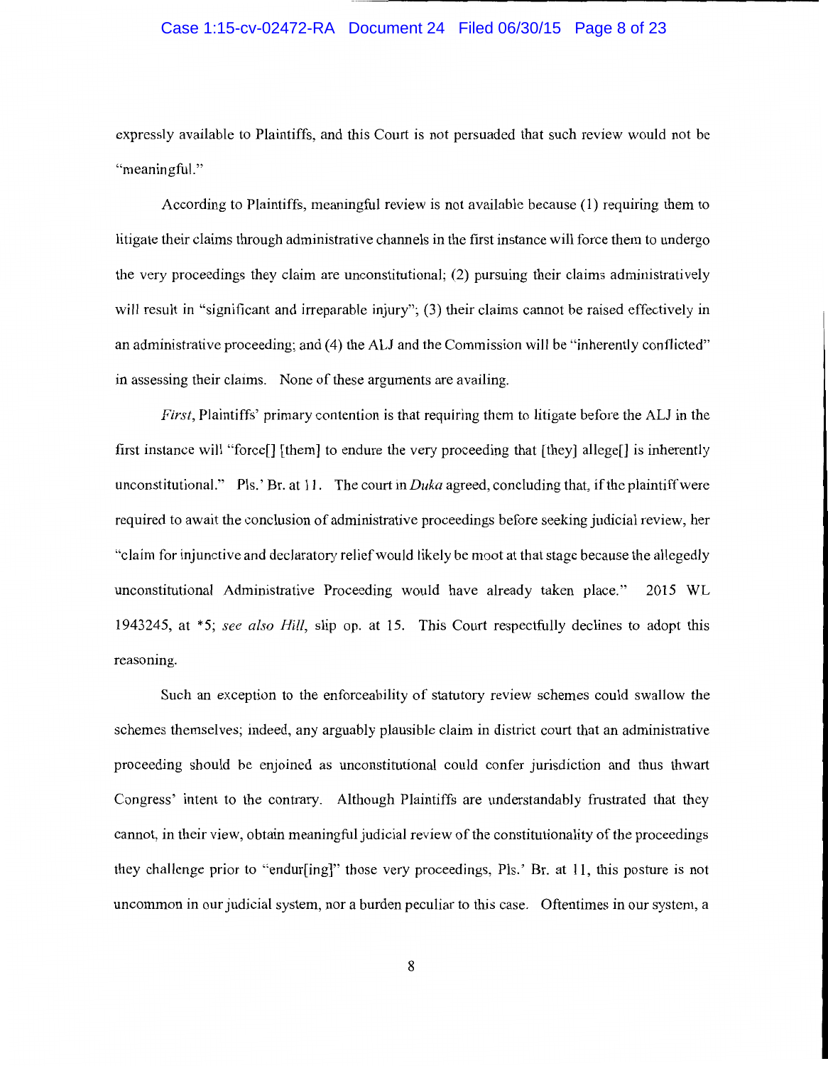expressly available to Plaintiffs, and this Court is not persuaded that such review would not be "meaningful."

According to Plaintiffs, meaningful review is not available because (1) requiring them to litigate their claims through administrative channels in the first instance will force them to undergo the very proceedings they claim are unconstitutional; (2) pursuing their claims administratively will result in "significant and irreparable injury"; (3) their claims cannot be raised effectively in an administrative proceeding; and (4) the ALJ and the Commission will be "inherently conflicted" in assessing their claims. None of these arguments are availing.

*First*, Plaintiffs' primary contention is that requiring them to litigate before the ALJ in the first instance will "force[] [them] to endure the very proceeding that [they] allege[] is inherently unconstitutional." Pls.' Br. at 11. The court in *Duka* agreed, concluding that, if the plaintiff were required to await the conclusion of administrative proceedings before seeking judicial review, her "claim for injunctive and declaratory relief would likely be moot at that stage because the allegedly unconstitutional Administrative Proceeding would have already taken place." 2015 WL 1943245, at *5; *see also Hill*, slip op. at 15. This Court respectfully declines to adopt this reasoning.

Such an exception to the enforceability of statutory review schemes could swallow the schemes themselves; indeed, any arguably plausible claim in district court that an administrative proceeding should be enjoined as unconstitutional could confer jurisdiction and thus thwart Congress' intent to the contrary. Although Plaintiffs are understandably frustrated that they cannot, in their view, obtain meaningful judicial review of the constitutionality of the proceedings they challenge prior to "endur[ing]" those very proceedings, Pls.' Br. at 11, this posture is not uncommon in our judicial system, nor a burden peculiar to this case. Oftentimes in our system, a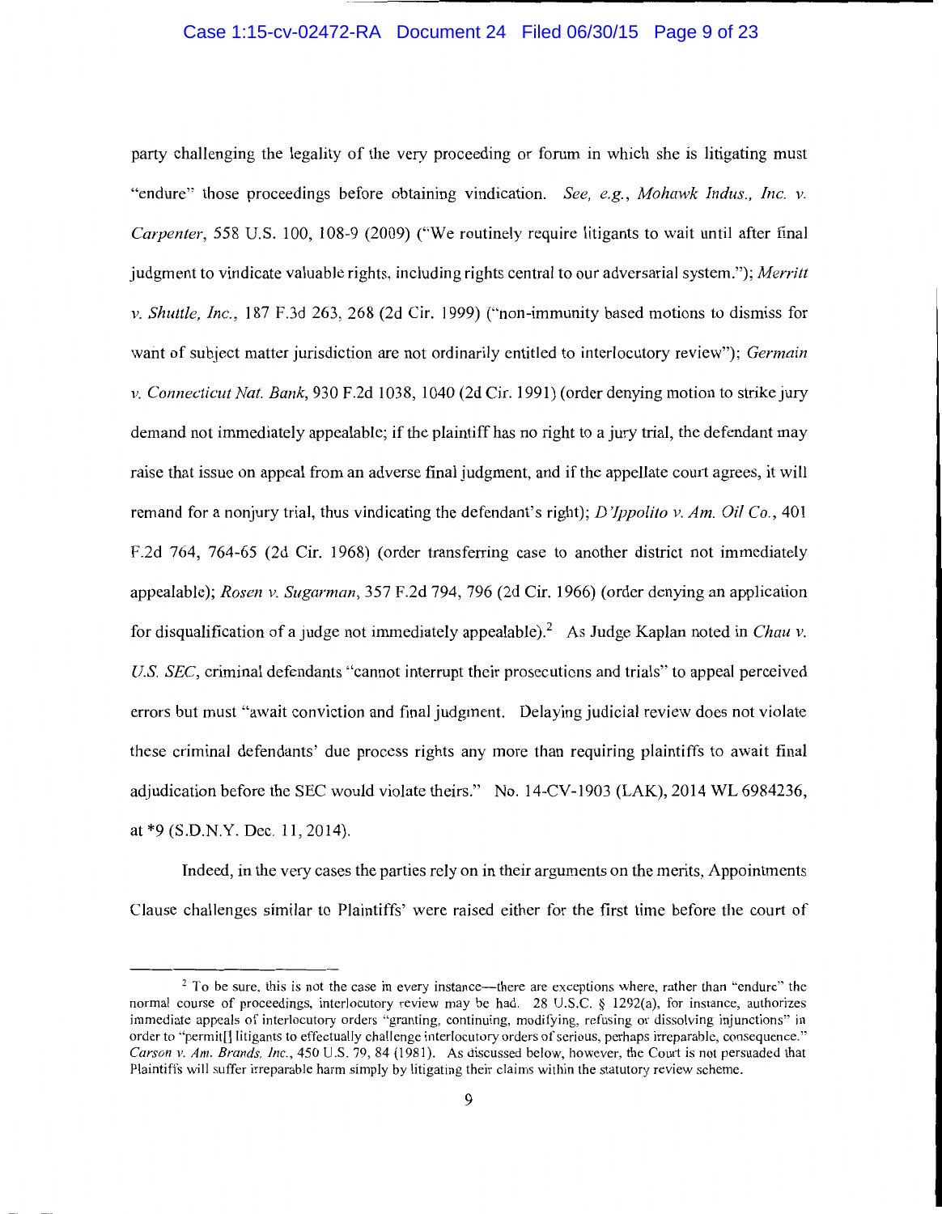party challenging the legality of the very proceeding or forum in which she is litigating must "endure" those proceedings before obtaining vindication. *See, e.g.*, *Mohawk Indus., Inc. v. Carpenter*, 558 U.S. 100, 108-9 (2009) ("We routinely require litigants to wait until after final judgment to vindicate valuable rights, including rights central to our adversarial system."); *Merritt v. Shuttle, Inc.*, 187 F.3d 263, 268 (2d Cir. 1999) ("non-immunity based motions to dismiss for want of subject matter jurisdiction are not ordinarily entitled to interlocutory review"); *Germain v. Connecticut Nat. Bank*, 930 F.2d 1038, 1040 (2d Cir. 1991) (order denying motion to strike jury demand not immediately appealable; if the plaintiff has no right to a jury trial, the defendant may raise that issue on appeal from an adverse final judgment, and if the appellate court agrees, it will remand for a nonjury trial, thus vindicating the defendant's right); *D'Ippolito v. Am. Oil Co.*, 401 F.2d 764, 764-65 (2d Cir. 1968) (order transferring case to another district not immediately appealable); *Rosen v. Sugarman*, 357 F.2d 794, 796 (2d Cir. 1966) (order denying an application for disqualification of a judge not immediately appealable).[2] As Judge Kaplan noted in *Chau v. U.S. SEC*, criminal defendants "cannot interrupt their prosecutions and trials" to appeal perceived errors but must "await conviction and final judgment. Delaying judicial review does not violate these criminal defendants' due process rights any more than requiring plaintiffs to await final adjudication before the SEC would violate theirs." No. 14-CV-1903 (LAK), 2014 WL 6984236, at *9 (S.D.N.Y. Dec. 11, 2014).

Indeed, in the very cases the parties rely on in their arguments on the merits, Appointments Clause challenges similar to Plaintiffs' were raised either for the first time before the court of

---

[2] To be sure, this is not the case in every instance—there are exceptions where, rather than "endure" the normal course of proceedings, interlocutory review may be had. 28 U.S.C. § 1292(a), for instance, authorizes immediate appeals of interlocutory orders "granting, continuing, modifying, refusing or dissolving injunctions" in order to "permit[] litigants to effectually challenge interlocutory orders of serious, perhaps irreparable, consequence." *Carson v. Am. Brands, Inc.*, 450 U.S. 79, 84 (1981). As discussed below, however, the Court is not persuaded that Plaintiffs will suffer irreparable harm simply by litigating their claims within the statutory review scheme.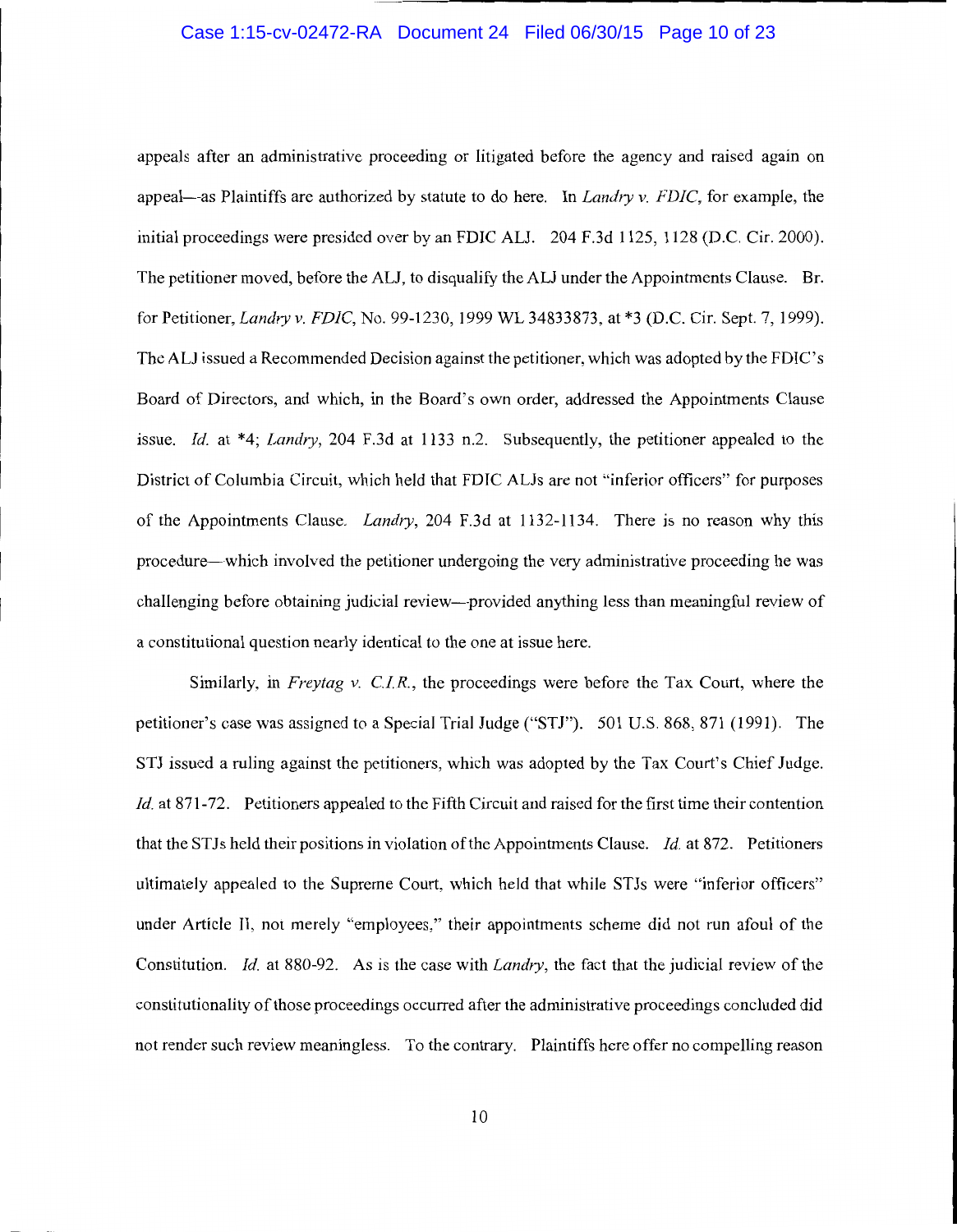appeals after an administrative proceeding or litigated before the agency and raised again on appeal—as Plaintiffs are authorized by statute to do here. In *Landry v. FDIC*, for example, the initial proceedings were presided over by an FDIC ALJ. 204 F.3d 1125, 1128 (D.C. Cir. 2000). The petitioner moved, before the ALJ, to disqualify the ALJ under the Appointments Clause. Br. for Petitioner, *Landry v. FDIC*, No. 99-1230, 1999 WL 34833873, at *3 (D.C. Cir. Sept. 7, 1999). The ALJ issued a Recommended Decision against the petitioner, which was adopted by the FDIC's Board of Directors, and which, in the Board's own order, addressed the Appointments Clause issue. *Id.* at *4; *Landry*, 204 F.3d at 1133 n.2. Subsequently, the petitioner appealed to the District of Columbia Circuit, which held that FDIC ALJs are not "inferior officers" for purposes of the Appointments Clause. *Landry*, 204 F.3d at 1132-1134. There is no reason why this procedure—which involved the petitioner undergoing the very administrative proceeding he was challenging before obtaining judicial review—provided anything less than meaningful review of a constitutional question nearly identical to the one at issue here.

Similarly, in *Freytag v. C.I.R.*, the proceedings were before the Tax Court, where the petitioner's case was assigned to a Special Trial Judge ("STJ"). 501 U.S. 868, 871 (1991). The STJ issued a ruling against the petitioners, which was adopted by the Tax Court's Chief Judge. *Id.* at 871-72. Petitioners appealed to the Fifth Circuit and raised for the first time their contention that the STJs held their positions in violation of the Appointments Clause. *Id.* at 872. Petitioners ultimately appealed to the Supreme Court, which held that while STJs were "inferior officers" under Article II, not merely "employees," their appointments scheme did not run afoul of the Constitution. *Id.* at 880-92. As is the case with *Landry*, the fact that the judicial review of the constitutionality of those proceedings occurred after the administrative proceedings concluded did not render such review meaningless. To the contrary. Plaintiffs here offer no compelling reason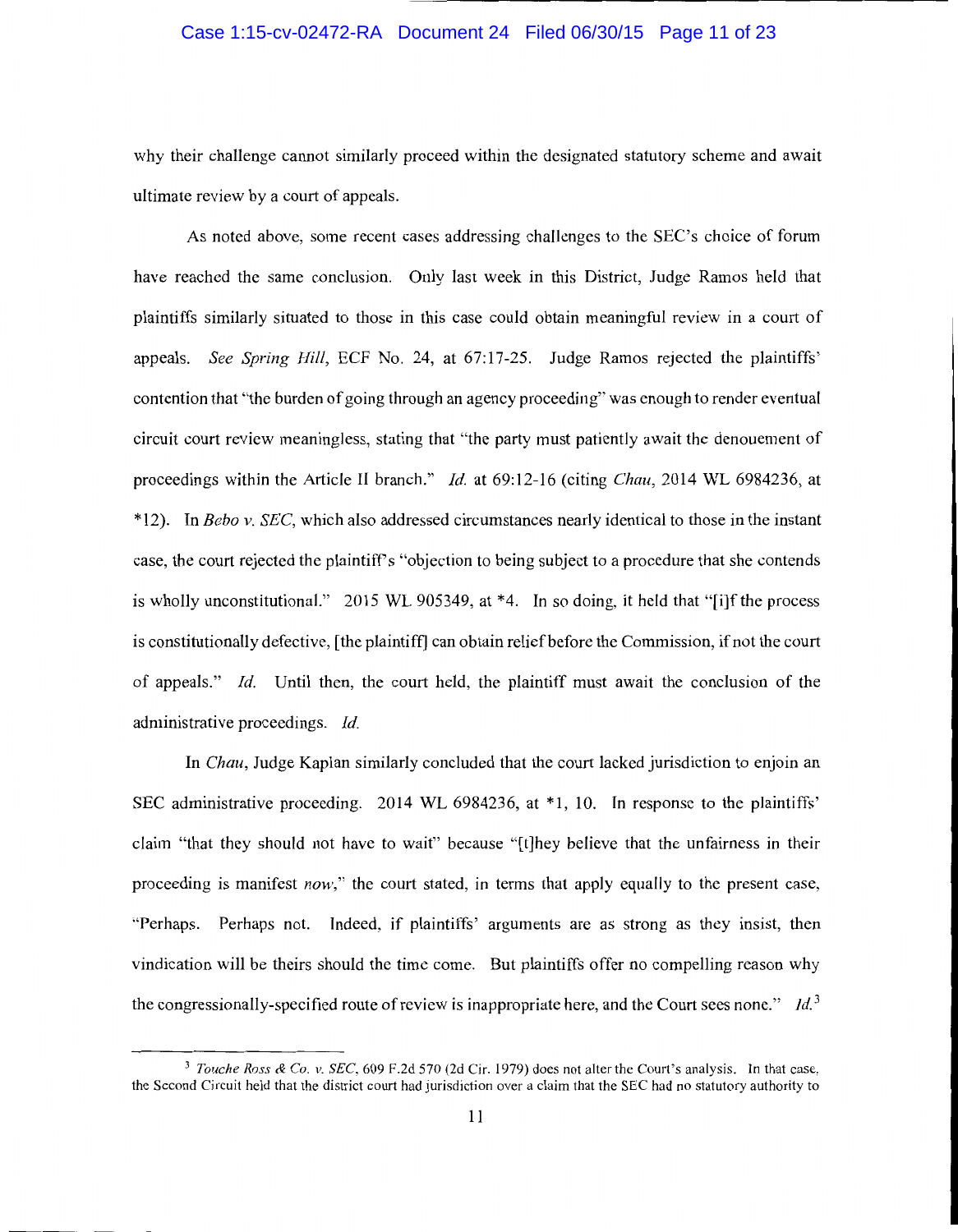why their challenge cannot similarly proceed within the designated statutory scheme and await ultimate review by a court of appeals.

As noted above, some recent cases addressing challenges to the SEC's choice of forum have reached the same conclusion. Only last week in this District, Judge Ramos held that plaintiffs similarly situated to those in this case could obtain meaningful review in a court of appeals. *See Spring Hill*, ECF No. 24, at 67:17-25. Judge Ramos rejected the plaintiffs' contention that "the burden of going through an agency proceeding" was enough to render eventual circuit court review meaningless, stating that "the party must patiently await the denouement of proceedings within the Article II branch." *Id.* at 69:12-16 (citing *Chau*, 2014 WL 6984236, at *12). In *Bebo v. SEC*, which also addressed circumstances nearly identical to those in the instant case, the court rejected the plaintiff's "objection to being subject to a procedure that she contends is wholly unconstitutional." 2015 WL 905349, at *4. In so doing, it held that "[i]f the process is constitutionally defective, [the plaintiff] can obtain relief before the Commission, if not the court of appeals." *Id.* Until then, the court held, the plaintiff must await the conclusion of the administrative proceedings. *Id.*

In *Chau*, Judge Kaplan similarly concluded that the court lacked jurisdiction to enjoin an SEC administrative proceeding. 2014 WL 6984236, at *1, 10. In response to the plaintiffs' claim "that they should not have to wait" because "[t]hey believe that the unfairness in their proceeding is manifest *now*," the court stated, in terms that apply equally to the present case, "Perhaps. Perhaps not. Indeed, if plaintiffs' arguments are as strong as they insist, then vindication will be theirs should the time come. But plaintiffs offer no compelling reason why the congressionally-specified route of review is inappropriate here, and the Court sees none." *Id.*[3]

[3] *Touche Ross & Co. v. SEC*, 609 F.2d 570 (2d Cir. 1979) does not alter the Court's analysis. In that case, the Second Circuit held that the district court had jurisdiction over a claim that the SEC had no statutory authority to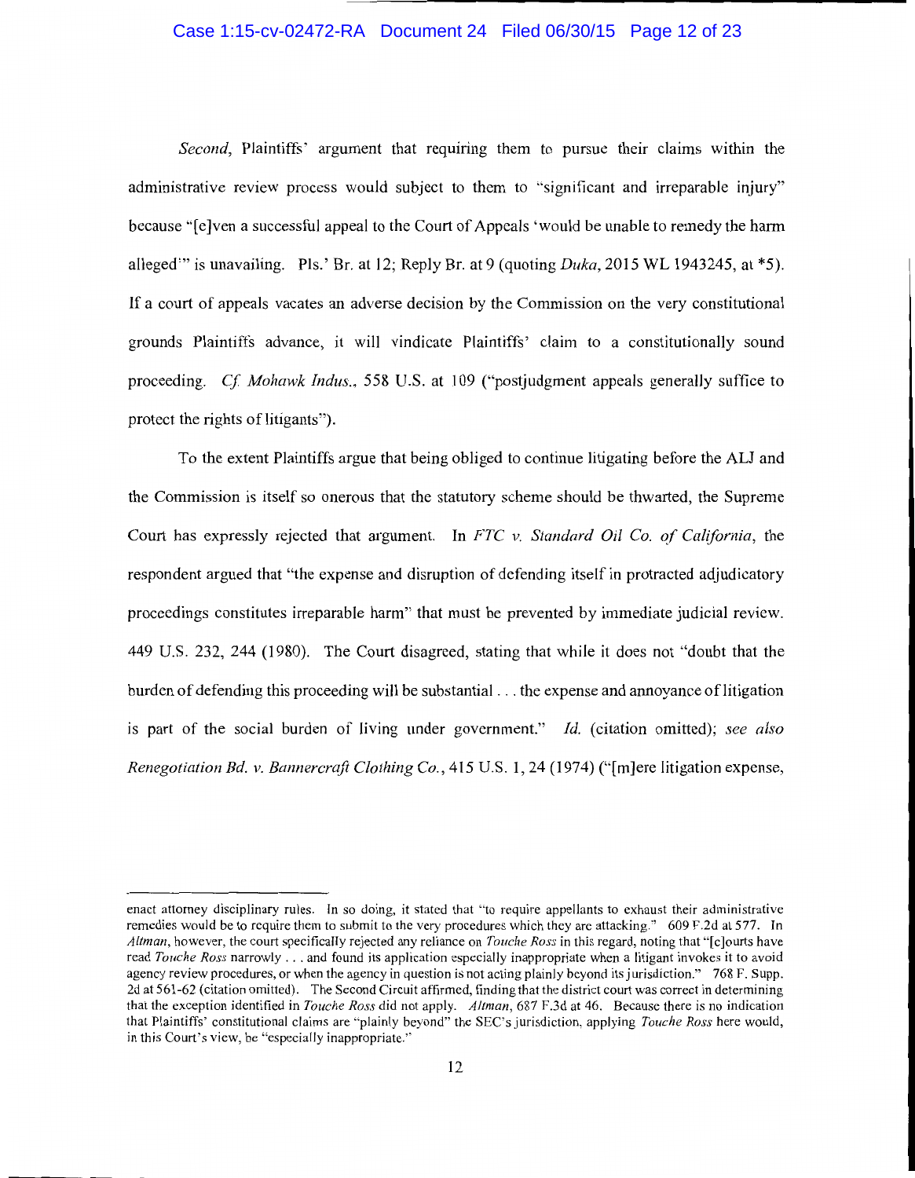*Second*, Plaintiffs' argument that requiring them to pursue their claims within the administrative review process would subject to them to "significant and irreparable injury" because "[e]ven a successful appeal to the Court of Appeals 'would be unable to remedy the harm alleged'" is unavailing. Pls.' Br. at 12; Reply Br. at 9 (quoting *Duka*, 2015 WL 1943245, at *5). If a court of appeals vacates an adverse decision by the Commission on the very constitutional grounds Plaintiffs advance, it will vindicate Plaintiffs' claim to a constitutionally sound proceeding. *Cf. Mohawk Indus.*, 558 U.S. at 109 ("postjudgment appeals generally suffice to protect the rights of litigants").

To the extent Plaintiffs argue that being obliged to continue litigating before the ALJ and the Commission is itself so onerous that the statutory scheme should be thwarted, the Supreme Court has expressly rejected that argument. In *FTC v. Standard Oil Co. of California*, the respondent argued that "the expense and disruption of defending itself in protracted adjudicatory proceedings constitutes irreparable harm" that must be prevented by immediate judicial review. 449 U.S. 232, 244 (1980). The Court disagreed, stating that while it does not "doubt that the burden of defending this proceeding will be substantial . . . the expense and annoyance of litigation is part of the social burden of living under government." *Id.* (citation omitted); *see also Renegotiation Bd. v. Bannercraft Clothing Co.*, 415 U.S. 1, 24 (1974) ("[m]ere litigation expense,

---

enact attorney disciplinary rules. In so doing, it stated that "to require appellants to exhaust their administrative remedies would be to require them to submit to the very procedures which they are attacking." 609 F.2d at 577. In *Altman*, however, the court specifically rejected any reliance on *Touche Ross* in this regard, noting that "[c]ourts have read *Touche Ross* narrowly . . . and found its application especially inappropriate when a litigant invokes it to avoid agency review procedures, or when the agency in question is not acting plainly beyond its jurisdiction." 768 F. Supp. 2d at 561-62 (citation omitted). The Second Circuit affirmed, finding that the district court was correct in determining that the exception identified in *Touche Ross* did not apply. *Altman*, 687 F.3d at 46. Because there is no indication that Plaintiffs' constitutional claims are "plainly beyond" the SEC's jurisdiction, applying *Touche Ross* here would, in this Court's view, be "especially inappropriate."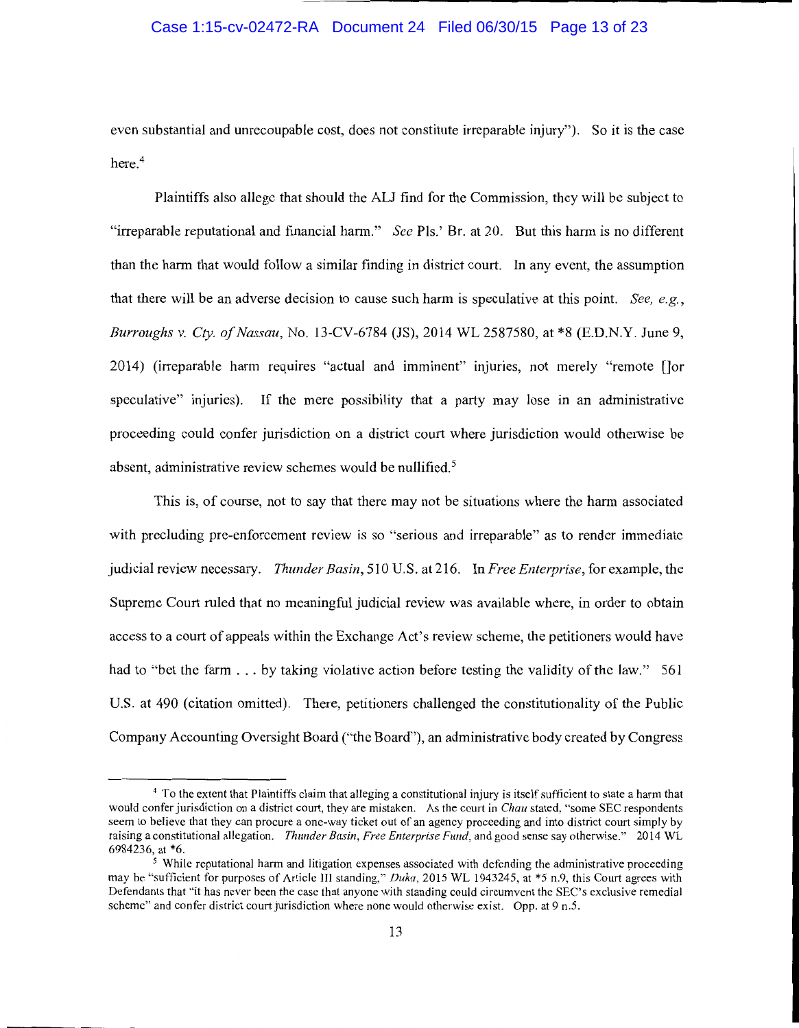even substantial and unrecoupable cost, does not constitute irreparable injury"). So it is the case here.[4]

Plaintiffs also allege that should the ALJ find for the Commission, they will be subject to "irreparable reputational and financial harm." *See* Pls.' Br. at 20. But this harm is no different than the harm that would follow a similar finding in district court. In any event, the assumption that there will be an adverse decision to cause such harm is speculative at this point. *See, e.g.*, *Burroughs v. Cty. of Nassau*, No. 13-CV-6784 (JS), 2014 WL 2587580, at *8 (E.D.N.Y. June 9, 2014) (irreparable harm requires "actual and imminent" injuries, not merely "remote []or speculative" injuries). If the mere possibility that a party may lose in an administrative proceeding could confer jurisdiction on a district court where jurisdiction would otherwise be absent, administrative review schemes would be nullified.[5]

This is, of course, not to say that there may not be situations where the harm associated with precluding pre-enforcement review is so "serious and irreparable" as to render immediate judicial review necessary. *Thunder Basin*, 510 U.S. at 216. In *Free Enterprise*, for example, the Supreme Court ruled that no meaningful judicial review was available where, in order to obtain access to a court of appeals within the Exchange Act's review scheme, the petitioners would have had to "bet the farm . . . by taking violative action before testing the validity of the law." 561 U.S. at 490 (citation omitted). There, petitioners challenged the constitutionality of the Public Company Accounting Oversight Board ("the Board"), an administrative body created by Congress

---

[4] To the extent that Plaintiffs claim that alleging a constitutional injury is itself sufficient to state a harm that would confer jurisdiction on a district court, they are mistaken. As the court in *Chau* stated, "some SEC respondents seem to believe that they can procure a one-way ticket out of an agency proceeding and into district court simply by raising a constitutional allegation. *Thunder Basin*, *Free Enterprise Fund*, and good sense say otherwise." 2014 WL 6984236, at *6.

[5] While reputational harm and litigation expenses associated with defending the administrative proceeding may be "sufficient for purposes of Article III standing," *Duka*, 2015 WL 1943245, at *5 n.9, this Court agrees with Defendants that "it has never been the case that anyone with standing could circumvent the SEC's exclusive remedial scheme" and confer district court jurisdiction where none would otherwise exist. Opp. at 9 n.5.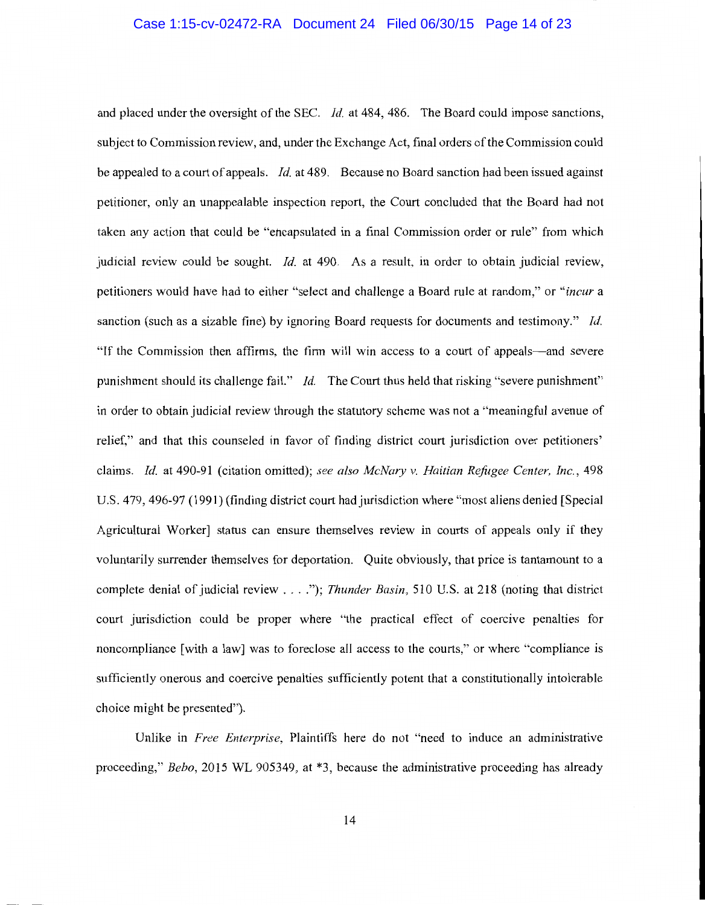and placed under the oversight of the SEC. *Id.* at 484, 486. The Board could impose sanctions, subject to Commission review, and, under the Exchange Act, final orders of the Commission could be appealed to a court of appeals. *Id.* at 489. Because no Board sanction had been issued against petitioner, only an unappealable inspection report, the Court concluded that the Board had not taken any action that could be "encapsulated in a final Commission order or rule" from which judicial review could be sought. *Id.* at 490. As a result, in order to obtain judicial review, petitioners would have had to either "select and challenge a Board rule at random," or "*incur* a sanction (such as a sizable fine) by ignoring Board requests for documents and testimony." *Id.* "If the Commission then affirms, the firm will win access to a court of appeals—and severe punishment should its challenge fail." *Id.* The Court thus held that risking "severe punishment" in order to obtain judicial review through the statutory scheme was not a "meaningful avenue of relief," and that this counseled in favor of finding district court jurisdiction over petitioners' claims. *Id.* at 490-91 (citation omitted); *see also McNary v. Haitian Refugee Center, Inc.*, 498 U.S. 479, 496-97 (1991) (finding district court had jurisdiction where "most aliens denied [Special Agricultural Worker] status can ensure themselves review in courts of appeals only if they voluntarily surrender themselves for deportation. Quite obviously, that price is tantamount to a complete denial of judicial review . . . ."); *Thunder Basin*, 510 U.S. at 218 (noting that district court jurisdiction could be proper where "the practical effect of coercive penalties for noncompliance [with a law] was to foreclose all access to the courts," or where "compliance is sufficiently onerous and coercive penalties sufficiently potent that a constitutionally intolerable choice might be presented").

Unlike in *Free Enterprise*, Plaintiffs here do not "need to induce an administrative proceeding," *Bebo*, 2015 WL 905349, at *3, because the administrative proceeding has already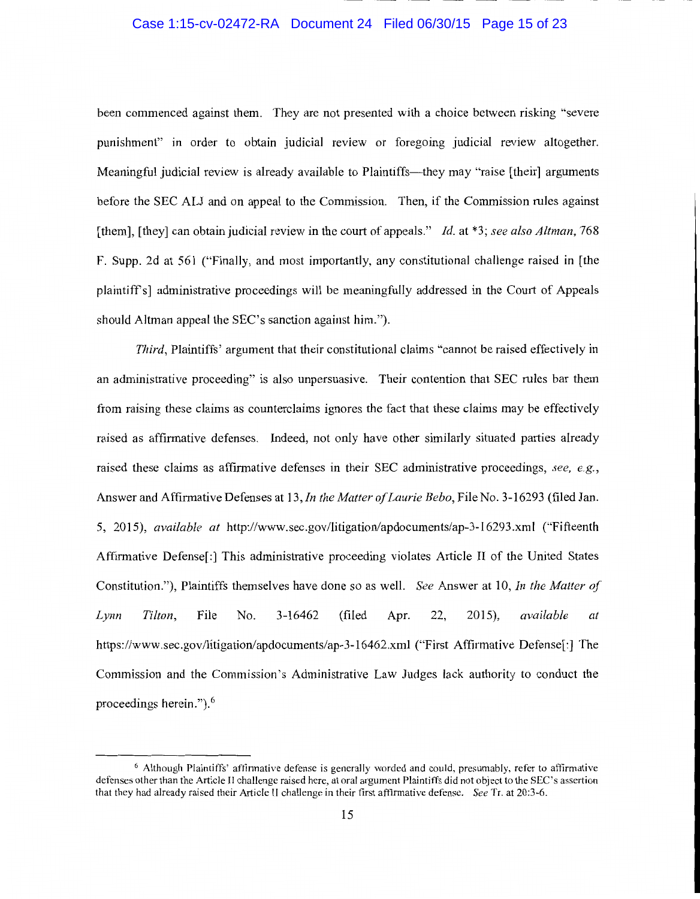been commenced against them. They are not presented with a choice between risking "severe punishment" in order to obtain judicial review or foregoing judicial review altogether. Meaningful judicial review is already available to Plaintiffs—they may "raise [their] arguments before the SEC ALJ and on appeal to the Commission. Then, if the Commission rules against [them], [they] can obtain judicial review in the court of appeals." *Id.* at *3; *see also Altman*, 768 F. Supp. 2d at 561 ("Finally, and most importantly, any constitutional challenge raised in [the plaintiff's] administrative proceedings will be meaningfully addressed in the Court of Appeals should Altman appeal the SEC's sanction against him.").

*Third*, Plaintiffs' argument that their constitutional claims "cannot be raised effectively in an administrative proceeding" is also unpersuasive. Their contention that SEC rules bar them from raising these claims as counterclaims ignores the fact that these claims may be effectively raised as affirmative defenses. Indeed, not only have other similarly situated parties already raised these claims as affirmative defenses in their SEC administrative proceedings, *see, e.g.*, Answer and Affirmative Defenses at 13, *In the Matter of Laurie Bebo*, File No. 3-16293 (filed Jan. 5, 2015), *available at* http://www.sec.gov/litigation/apdocuments/ap-3-16293.xml ("Fifteenth Affirmative Defense[:] This administrative proceeding violates Article II of the United States Constitution."), Plaintiffs themselves have done so as well. *See* Answer at 10, *In the Matter of Lynn Tilton*, File No. 3-16462 (filed Apr. 22, 2015), *available at* https://www.sec.gov/litigation/apdocuments/ap-3-16462.xml ("First Affirmative Defense[:] The Commission and the Commission's Administrative Law Judges lack authority to conduct the proceedings herein.").[6]

[6] Although Plaintiffs' affirmative defense is generally worded and could, presumably, refer to affirmative defenses other than the Article II challenge raised here, at oral argument Plaintiffs did not object to the SEC's assertion that they had already raised their Article II challenge in their first affirmative defense. *See* Tr. at 20:3-6.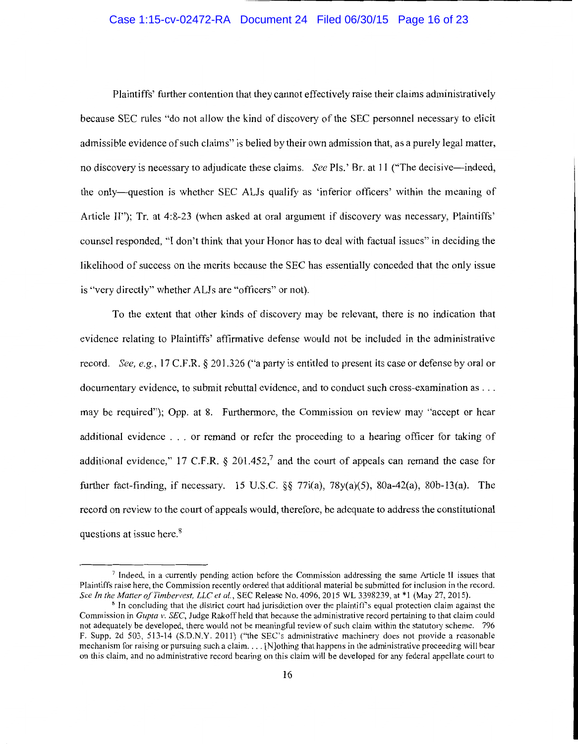Plaintiffs' further contention that they cannot effectively raise their claims administratively because SEC rules "do not allow the kind of discovery of the SEC personnel necessary to elicit admissible evidence of such claims" is belied by their own admission that, as a purely legal matter, no discovery is necessary to adjudicate these claims. *See* Pls.' Br. at 11 ("The decisive—indeed, the only—question is whether SEC ALJs qualify as 'inferior officers' within the meaning of Article II"); Tr. at 4:8-23 (when asked at oral argument if discovery was necessary, Plaintiffs' counsel responded, "I don't think that your Honor has to deal with factual issues" in deciding the likelihood of success on the merits because the SEC has essentially conceded that the only issue is "very directly" whether ALJs are "officers" or not).

To the extent that other kinds of discovery may be relevant, there is no indication that evidence relating to Plaintiffs' affirmative defense would not be included in the administrative record. *See, e.g.*, 17 C.F.R. § 201.326 ("a party is entitled to present its case or defense by oral or documentary evidence, to submit rebuttal evidence, and to conduct such cross-examination as . . . may be required"); Opp. at 8. Furthermore, the Commission on review may "accept or hear additional evidence . . . or remand or refer the proceeding to a hearing officer for taking of additional evidence," 17 C.F.R. § 201.452,[7] and the court of appeals can remand the case for further fact-finding, if necessary. 15 U.S.C. §§ 77i(a), 78y(a)(5), 80a-42(a), 80b-13(a). The record on review to the court of appeals would, therefore, be adequate to address the constitutional questions at issue here.[8]

---

[7] Indeed, in a currently pending action before the Commission addressing the same Article II issues that Plaintiffs raise here, the Commission recently ordered that additional material be submitted for inclusion in the record. *See In the Matter of Timbervest, LLC et al.*, SEC Release No. 4096, 2015 WL 3398239, at *1 (May 27, 2015).

[8] In concluding that the district court had jurisdiction over the plaintiff's equal protection claim against the Commission in *Gupta v. SEC*, Judge Rakoff held that because the administrative record pertaining to that claim could not adequately be developed, there would not be meaningful review of such claim within the statutory scheme. 796 F. Supp. 2d 503, 513-14 (S.D.N.Y. 2011) ("the SEC's administrative machinery does not provide a reasonable mechanism for raising or pursuing such a claim. . . . [N]othing that happens in the administrative proceeding will bear on this claim, and no administrative record bearing on this claim will be developed for any federal appellate court to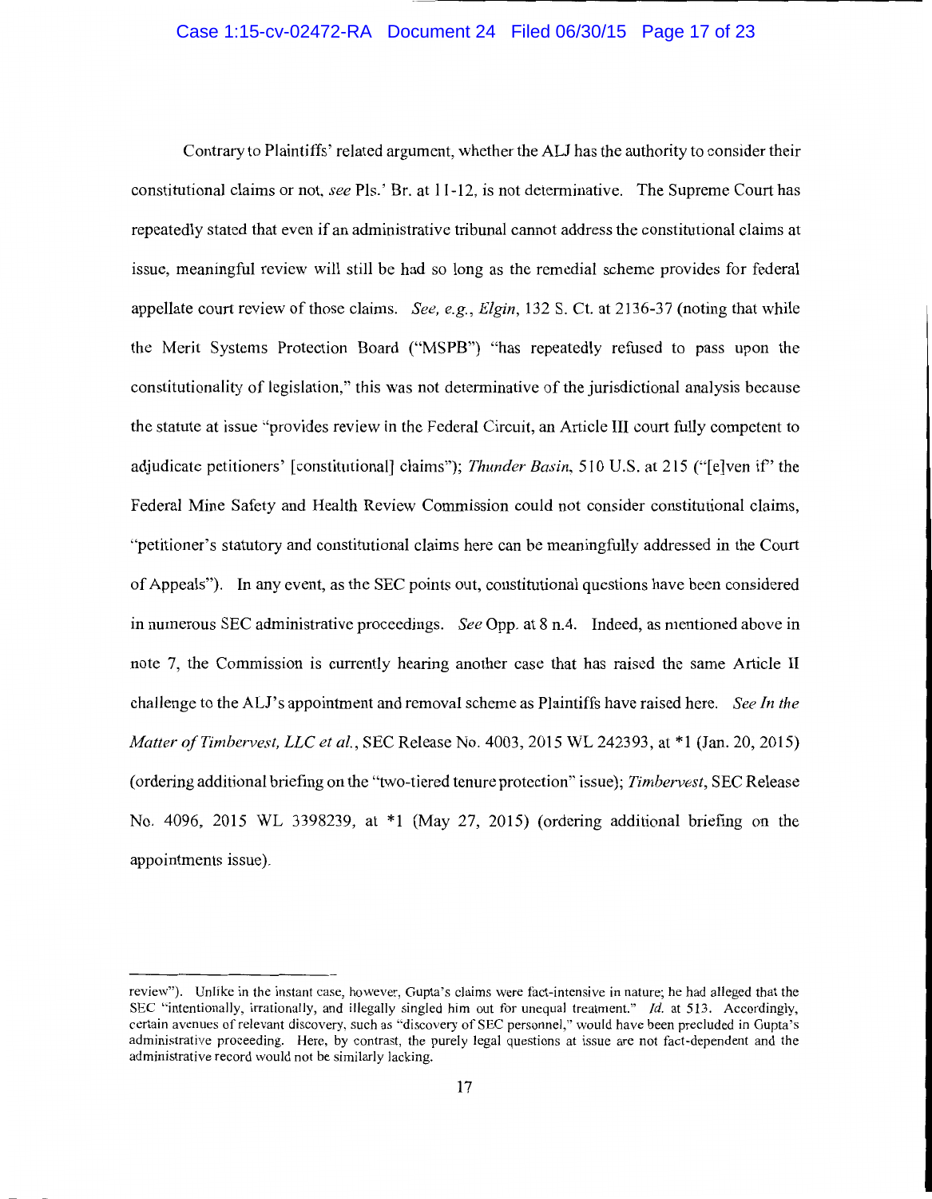Contrary to Plaintiffs' related argument, whether the ALJ has the authority to consider their constitutional claims or not, *see* Pls.' Br. at 11-12, is not determinative. The Supreme Court has repeatedly stated that even if an administrative tribunal cannot address the constitutional claims at issue, meaningful review will still be had so long as the remedial scheme provides for federal appellate court review of those claims. *See, e.g.*, *Elgin*, 132 S. Ct. at 2136-37 (noting that while the Merit Systems Protection Board ("MSPB") "has repeatedly refused to pass upon the constitutionality of legislation," this was not determinative of the jurisdictional analysis because the statute at issue "provides review in the Federal Circuit, an Article III court fully competent to adjudicate petitioners' [constitutional] claims"); *Thunder Basin*, 510 U.S. at 215 ("[e]ven if" the Federal Mine Safety and Health Review Commission could not consider constitutional claims, "petitioner's statutory and constitutional claims here can be meaningfully addressed in the Court of Appeals"). In any event, as the SEC points out, constitutional questions have been considered in numerous SEC administrative proceedings. *See* Opp. at 8 n.4. Indeed, as mentioned above in note 7, the Commission is currently hearing another case that has raised the same Article II challenge to the ALJ's appointment and removal scheme as Plaintiffs have raised here. *See In the Matter of Timbervest, LLC et al.*, SEC Release No. 4003, 2015 WL 242393, at *1 (Jan. 20, 2015) (ordering additional briefing on the "two-tiered tenure protection" issue); *Timbervest*, SEC Release No. 4096, 2015 WL 3398239, at *1 (May 27, 2015) (ordering additional briefing on the appointments issue).

---

review"). Unlike in the instant case, however, Gupta's claims were fact-intensive in nature; he had alleged that the SEC "intentionally, irrationally, and illegally singled him out for unequal treatment." *Id.* at 513. Accordingly, certain avenues of relevant discovery, such as "discovery of SEC personnel," would have been precluded in Gupta's administrative proceeding. Here, by contrast, the purely legal questions at issue are not fact-dependent and the administrative record would not be similarly lacking.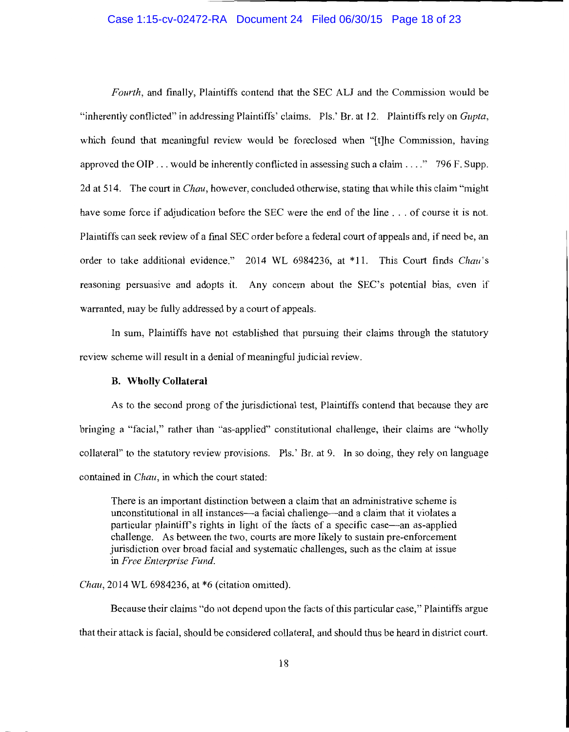*Fourth*, and finally, Plaintiffs contend that the SEC ALJ and the Commission would be "inherently conflicted" in addressing Plaintiffs' claims. Pls.' Br. at 12. Plaintiffs rely on *Gupta*, which found that meaningful review would be foreclosed when "[t]he Commission, having approved the OIP . . . would be inherently conflicted in assessing such a claim . . . ." 796 F. Supp. 2d at 514. The court in *Chau*, however, concluded otherwise, stating that while this claim "might have some force if adjudication before the SEC were the end of the line . . . of course it is not. Plaintiffs can seek review of a final SEC order before a federal court of appeals and, if need be, an order to take additional evidence." 2014 WL 6984236, at *11. This Court finds *Chau*'s reasoning persuasive and adopts it. Any concern about the SEC's potential bias, even if warranted, may be fully addressed by a court of appeals.

In sum, Plaintiffs have not established that pursuing their claims through the statutory review scheme will result in a denial of meaningful judicial review.

### B. Wholly Collateral

As to the second prong of the jurisdictional test, Plaintiffs contend that because they are bringing a "facial," rather than "as-applied" constitutional challenge, their claims are "wholly collateral" to the statutory review provisions. Pls.' Br. at 9. In so doing, they rely on language contained in *Chau*, in which the court stated:

> There is an important distinction between a claim that an administrative scheme is unconstitutional in all instances—a facial challenge—and a claim that it violates a particular plaintiff's rights in light of the facts of a specific case—an as-applied challenge. As between the two, courts are more likely to sustain pre-enforcement jurisdiction over broad facial and systematic challenges, such as the claim at issue in *Free Enterprise Fund*.

*Chau*, 2014 WL 6984236, at *6 (citation omitted).

Because their claims "do not depend upon the facts of this particular case," Plaintiffs argue that their attack is facial, should be considered collateral, and should thus be heard in district court.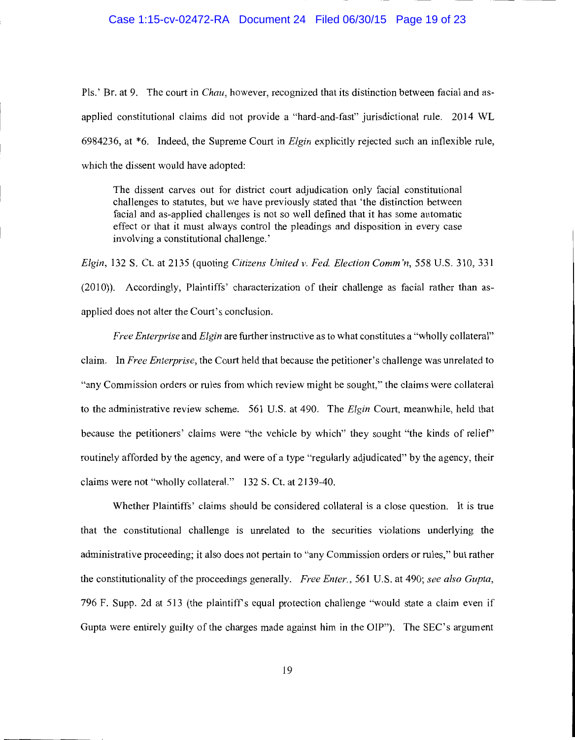Pls.' Br. at 9. The court in *Chau*, however, recognized that its distinction between facial and as-applied constitutional claims did not provide a "hard-and-fast" jurisdictional rule. 2014 WL 6984236, at *6. Indeed, the Supreme Court in *Elgin* explicitly rejected such an inflexible rule, which the dissent would have adopted:

> The dissent carves out for district court adjudication only facial constitutional challenges to statutes, but we have previously stated that 'the distinction between facial and as-applied challenges is not so well defined that it has some automatic effect or that it must always control the pleadings and disposition in every case involving a constitutional challenge.'

*Elgin*, 132 S. Ct. at 2135 (quoting *Citizens United v. Fed. Election Comm'n*, 558 U.S. 310, 331 (2010)). Accordingly, Plaintiffs' characterization of their challenge as facial rather than as-applied does not alter the Court's conclusion.

*Free Enterprise* and *Elgin* are further instructive as to what constitutes a "wholly collateral" claim. In *Free Enterprise*, the Court held that because the petitioner's challenge was unrelated to "any Commission orders or rules from which review might be sought," the claims were collateral to the administrative review scheme. 561 U.S. at 490. The *Elgin* Court, meanwhile, held that because the petitioners' claims were "the vehicle by which" they sought "the kinds of relief" routinely afforded by the agency, and were of a type "regularly adjudicated" by the agency, their claims were not "wholly collateral." 132 S. Ct. at 2139-40.

Whether Plaintiffs' claims should be considered collateral is a close question. It is true that the constitutional challenge is unrelated to the securities violations underlying the administrative proceeding; it also does not pertain to "any Commission orders or rules," but rather the constitutionality of the proceedings generally. *Free Enter.*, 561 U.S. at 490; *see also Gupta*, 796 F. Supp. 2d at 513 (the plaintiff's equal protection challenge "would state a claim even if Gupta were entirely guilty of the charges made against him in the OIP"). The SEC's argument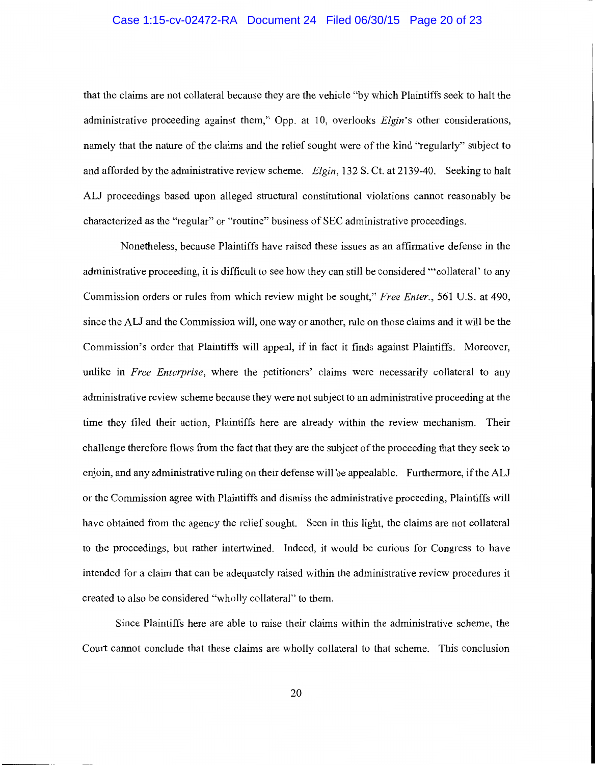that the claims are not collateral because they are the vehicle "by which Plaintiffs seek to halt the administrative proceeding against them," Opp. at 10, overlooks *Elgin*'s other considerations, namely that the nature of the claims and the relief sought were of the kind "regularly" subject to and afforded by the administrative review scheme. *Elgin*, 132 S. Ct. at 2139-40. Seeking to halt ALJ proceedings based upon alleged structural constitutional violations cannot reasonably be characterized as the "regular" or "routine" business of SEC administrative proceedings.

Nonetheless, because Plaintiffs have raised these issues as an affirmative defense in the administrative proceeding, it is difficult to see how they can still be considered "'collateral' to any Commission orders or rules from which review might be sought," *Free Enter.*, 561 U.S. at 490, since the ALJ and the Commission will, one way or another, rule on those claims and it will be the Commission's order that Plaintiffs will appeal, if in fact it finds against Plaintiffs. Moreover, unlike in *Free Enterprise*, where the petitioners' claims were necessarily collateral to any administrative review scheme because they were not subject to an administrative proceeding at the time they filed their action, Plaintiffs here are already within the review mechanism. Their challenge therefore flows from the fact that they are the subject of the proceeding that they seek to enjoin, and any administrative ruling on their defense will be appealable. Furthermore, if the ALJ or the Commission agree with Plaintiffs and dismiss the administrative proceeding, Plaintiffs will have obtained from the agency the relief sought. Seen in this light, the claims are not collateral to the proceedings, but rather intertwined. Indeed, it would be curious for Congress to have intended for a claim that can be adequately raised within the administrative review procedures it created to also be considered "wholly collateral" to them.

Since Plaintiffs here are able to raise their claims within the administrative scheme, the Court cannot conclude that these claims are wholly collateral to that scheme. This conclusion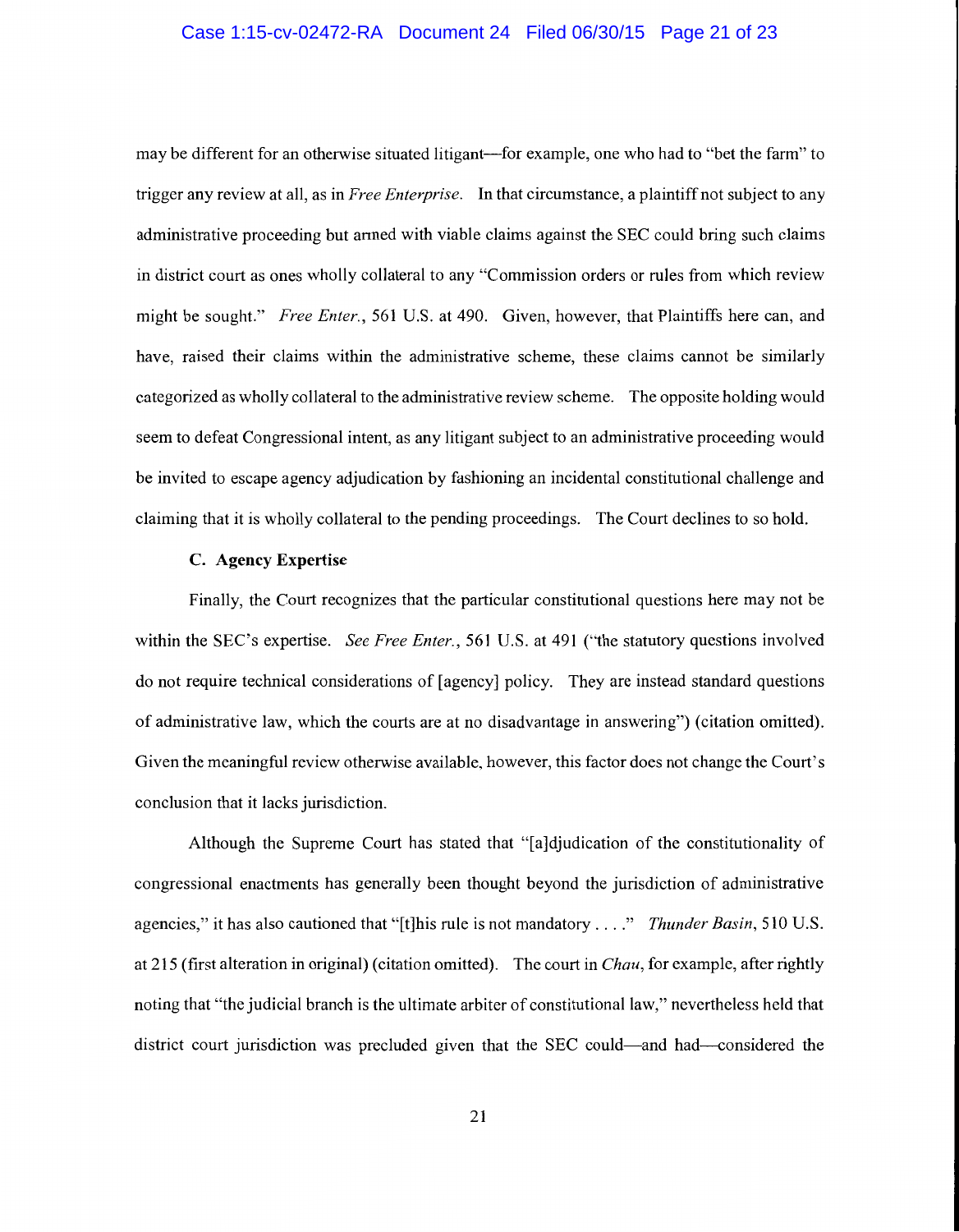may be different for an otherwise situated litigant—for example, one who had to "bet the farm" to trigger any review at all, as in *Free Enterprise*. In that circumstance, a plaintiff not subject to any administrative proceeding but armed with viable claims against the SEC could bring such claims in district court as ones wholly collateral to any "Commission orders or rules from which review might be sought." *Free Enter.*, 561 U.S. at 490. Given, however, that Plaintiffs here can, and have, raised their claims within the administrative scheme, these claims cannot be similarly categorized as wholly collateral to the administrative review scheme. The opposite holding would seem to defeat Congressional intent, as any litigant subject to an administrative proceeding would be invited to escape agency adjudication by fashioning an incidental constitutional challenge and claiming that it is wholly collateral to the pending proceedings. The Court declines to so hold.

**C. Agency Expertise**

Finally, the Court recognizes that the particular constitutional questions here may not be within the SEC's expertise. *See Free Enter.*, 561 U.S. at 491 ("the statutory questions involved do not require technical considerations of [agency] policy. They are instead standard questions of administrative law, which the courts are at no disadvantage in answering") (citation omitted). Given the meaningful review otherwise available, however, this factor does not change the Court's conclusion that it lacks jurisdiction.

Although the Supreme Court has stated that "[a]djudication of the constitutionality of congressional enactments has generally been thought beyond the jurisdiction of administrative agencies," it has also cautioned that "[t]his rule is not mandatory . . . ." *Thunder Basin*, 510 U.S. at 215 (first alteration in original) (citation omitted). The court in *Chau*, for example, after rightly noting that "the judicial branch is the ultimate arbiter of constitutional law," nevertheless held that district court jurisdiction was precluded given that the SEC could—and had—considered the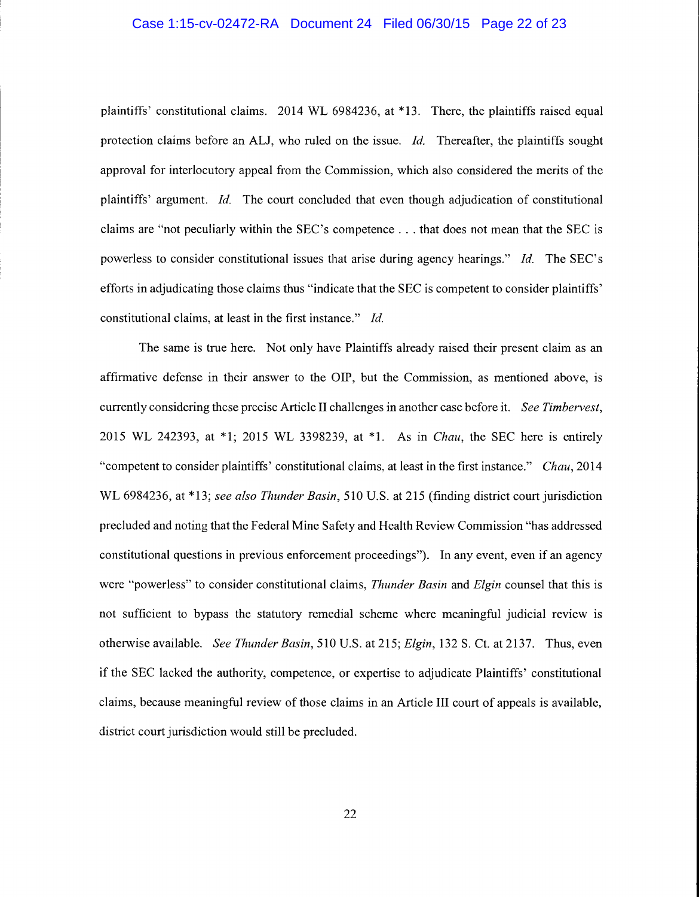plaintiffs' constitutional claims. 2014 WL 6984236, at *13. There, the plaintiffs raised equal protection claims before an ALJ, who ruled on the issue. *Id.* Thereafter, the plaintiffs sought approval for interlocutory appeal from the Commission, which also considered the merits of the plaintiffs' argument. *Id.* The court concluded that even though adjudication of constitutional claims are "not peculiarly within the SEC's competence . . . that does not mean that the SEC is powerless to consider constitutional issues that arise during agency hearings." *Id.* The SEC's efforts in adjudicating those claims thus "indicate that the SEC is competent to consider plaintiffs' constitutional claims, at least in the first instance." *Id.*

The same is true here. Not only have Plaintiffs already raised their present claim as an affirmative defense in their answer to the OIP, but the Commission, as mentioned above, is currently considering these precise Article II challenges in another case before it. *See Timbervest*, 2015 WL 242393, at *1; 2015 WL 3398239, at *1. As in *Chau*, the SEC here is entirely "competent to consider plaintiffs' constitutional claims, at least in the first instance." *Chau*, 2014 WL 6984236, at *13; *see also Thunder Basin*, 510 U.S. at 215 (finding district court jurisdiction precluded and noting that the Federal Mine Safety and Health Review Commission "has addressed constitutional questions in previous enforcement proceedings"). In any event, even if an agency were "powerless" to consider constitutional claims, *Thunder Basin* and *Elgin* counsel that this is not sufficient to bypass the statutory remedial scheme where meaningful judicial review is otherwise available. *See Thunder Basin*, 510 U.S. at 215; *Elgin*, 132 S. Ct. at 2137. Thus, even if the SEC lacked the authority, competence, or expertise to adjudicate Plaintiffs' constitutional claims, because meaningful review of those claims in an Article III court of appeals is available, district court jurisdiction would still be precluded.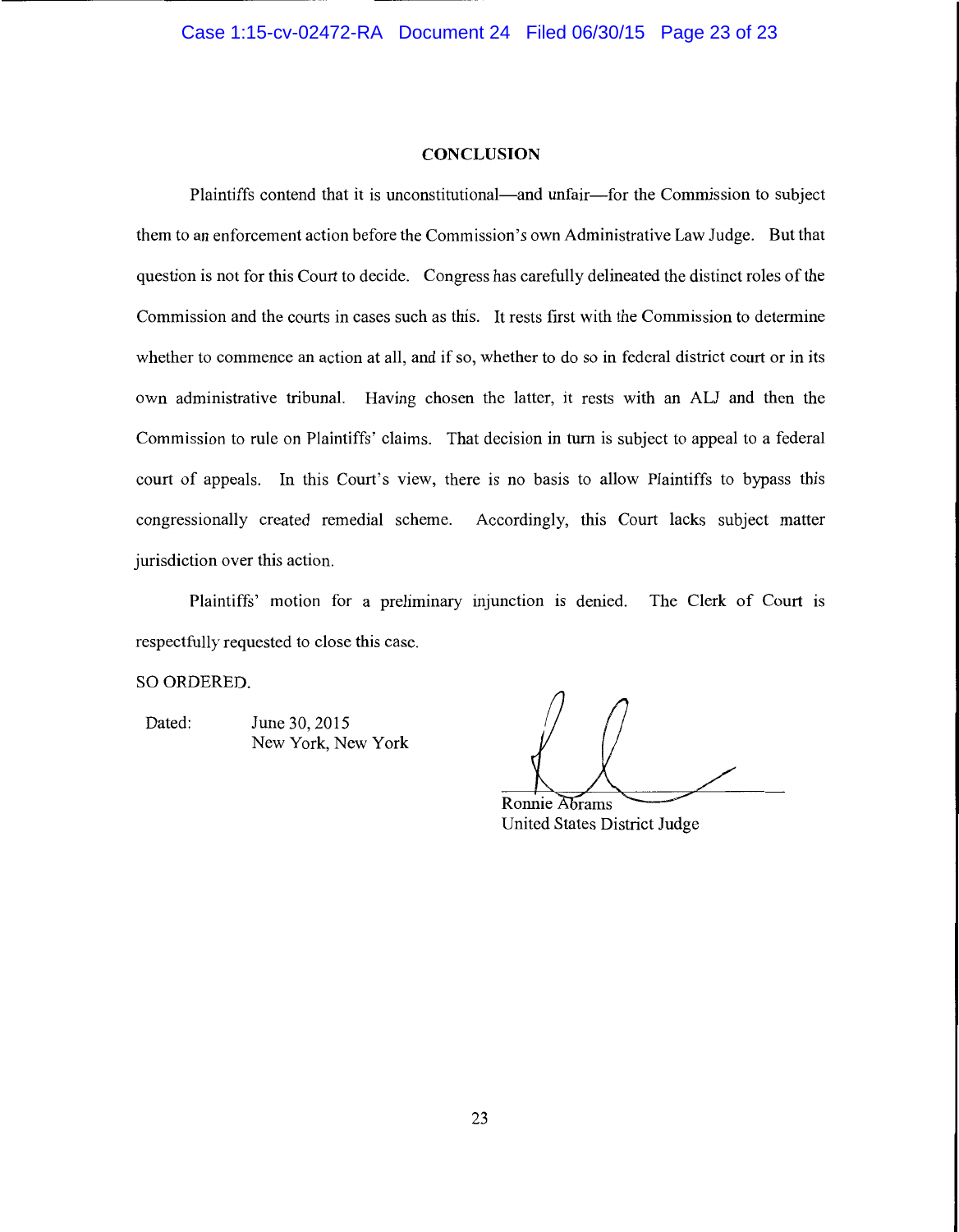## CONCLUSION

Plaintiffs contend that it is unconstitutional—and unfair—for the Commission to subject them to an enforcement action before the Commission's own Administrative Law Judge. But that question is not for this Court to decide. Congress has carefully delineated the distinct roles of the Commission and the courts in cases such as this. It rests first with the Commission to determine whether to commence an action at all, and if so, whether to do so in federal district court or in its own administrative tribunal. Having chosen the latter, it rests with an ALJ and then the Commission to rule on Plaintiffs' claims. That decision in turn is subject to appeal to a federal court of appeals. In this Court's view, there is no basis to allow Plaintiffs to bypass this congressionally created remedial scheme. Accordingly, this Court lacks subject matter jurisdiction over this action.

Plaintiffs' motion for a preliminary injunction is denied. The Clerk of Court is respectfully requested to close this case.

SO ORDERED.

Dated: June 30, 2015
New York, New York

Ronnie Abrams
United States District Judge